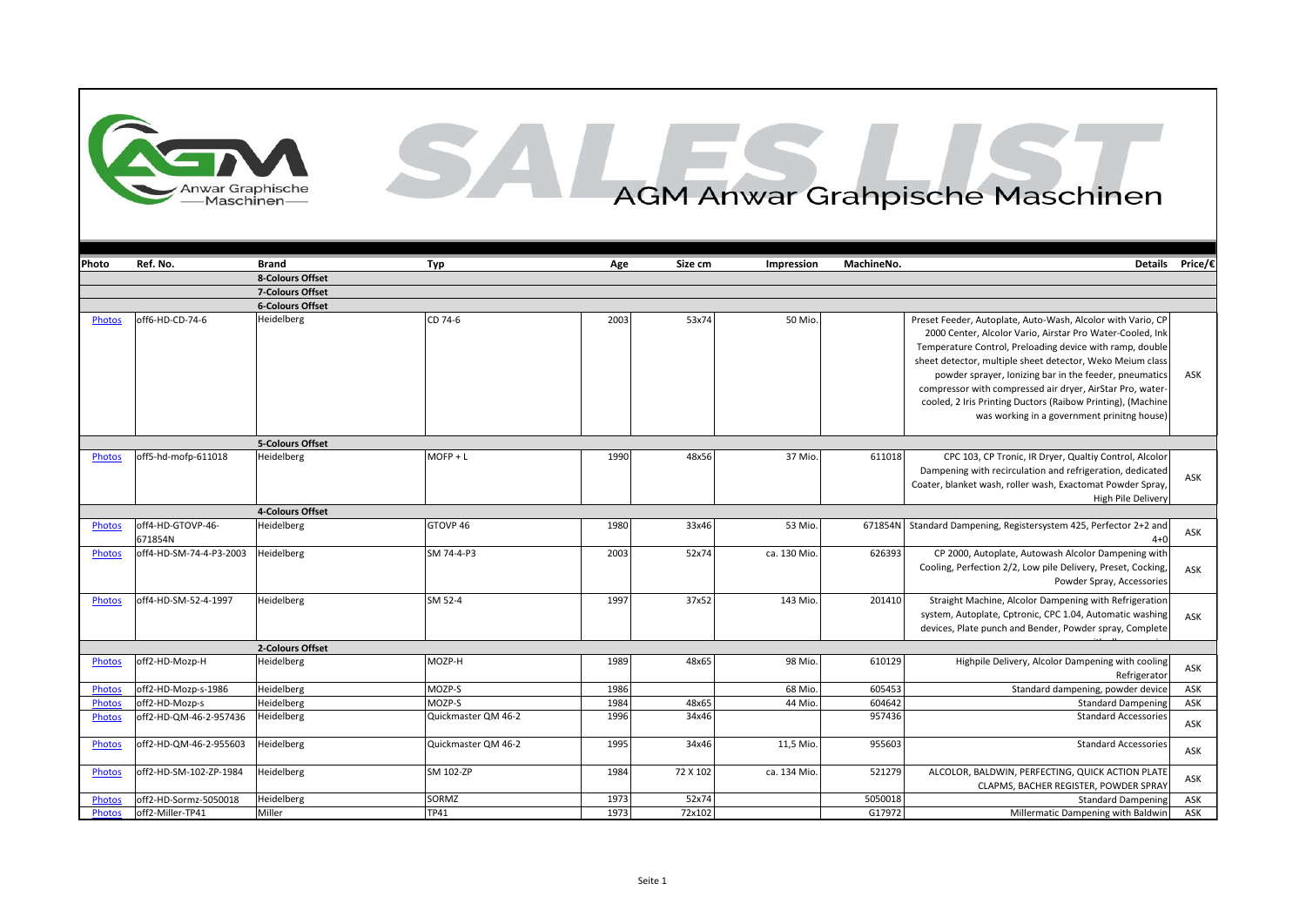# SALES LIST

## AGM Anwar Grahpische Maschinen

| Photo | Ref. No. | Brand | Typ | Age | Size cm | Impression | MachineNo. | Details | Price/€ |
|---|---|---|---|---|---|---|---|---|---|
| | | 8-Colours Offset | | | | | | | |
| | | 7-Colours Offset | | | | | | | |
| | | 6-Colours Offset | | | | | | | |
| Photos | off6-HD-CD-74-6 | Heidelberg | CD 74-6 | 2003 | 53x74 | 50 Mio. | | Preset Feeder, Autoplate, Auto-Wash, Alcolor with Vario, CP 2000 Center, Alcolor Vario, Airstar Pro Water-Cooled, Ink Temperature Control, Preloading device with ramp, double sheet detector, multiple sheet detector, Weko Meium class powder sprayer, Ionizing bar in the feeder, pneumatics compressor with compressed air dryer, AirStar Pro, water-cooled, 2 Iris Printing Ductors (Raibow Printing), (Machine was working in a government prinitng house) | ASK |
| | | 5-Colours Offset | | | | | | | |
| Photos | off5-hd-mofp-611018 | Heidelberg | MOFP + L | 1990 | 48x56 | 37 Mio. | 611018 | CPC 103, CP Tronic, IR Dryer, Qualtiy Control, Alcolor Dampening with recirculation and refrigeration, dedicated Coater, blanket wash, roller wash, Exactomat Powder Spray, High Pile Delivery | ASK |
| | | 4-Colours Offset | | | | | | | |
| Photos | off4-HD-GTOVP-46-671854N | Heidelberg | GTOVP 46 | 1980 | 33x46 | 53 Mio. | 671854N | Standard Dampening, Registersystem 425, Perfector 2+2 and 4+0 | ASK |
| Photos | off4-HD-SM-74-4-P3-2003 | Heidelberg | SM 74-4-P3 | 2003 | 52x74 | ca. 130 Mio. | 626393 | CP 2000, Autoplate, Autowash Alcolor Dampening with Cooling, Perfection 2/2, Low pile Delivery, Preset, Cocking, Powder Spray, Accessories | ASK |
| Photos | off4-HD-SM-52-4-1997 | Heidelberg | SM 52-4 | 1997 | 37x52 | 143 Mio. | 201410 | Straight Machine, Alcolor Dampening with Refrigeration system, Autoplate, Cptronic, CPC 1.04, Automatic washing devices, Plate punch and Bender, Powder spray, Complete | ASK |
| | | 2-Colours Offset | | | | | | | |
| Photos | off2-HD-Mozp-H | Heidelberg | MOZP-H | 1989 | 48x65 | 98 Mio. | 610129 | Highpile Delivery, Alcolor Dampening with cooling Refrigerator | ASK |
| Photos | off2-HD-Mozp-s-1986 | Heidelberg | MOZP-S | 1986 | | 68 Mio. | 605453 | Standard dampening, powder device | ASK |
| Photos | off2-HD-Mozp-s | Heidelberg | MOZP-S | 1984 | 48x65 | 44 Mio. | 604642 | Standard Dampening | ASK |
| Photos | off2-HD-QM-46-2-957436 | Heidelberg | Quickmaster QM 46-2 | 1996 | 34x46 | | 957436 | Standard Accessories | ASK |
| Photos | off2-HD-QM-46-2-955603 | Heidelberg | Quickmaster QM 46-2 | 1995 | 34x46 | 11,5 Mio. | 955603 | Standard Accessories | ASK |
| Photos | off2-HD-SM-102-ZP-1984 | Heidelberg | SM 102-ZP | 1984 | 72 X 102 | ca. 134 Mio. | 521279 | ALCOLOR, BALDWIN, PERFECTING, QUICK ACTION PLATE CLAPMS, BACHER REGISTER, POWDER SPRAY | ASK |
| Photos | off2-HD-Sormz-5050018 | Heidelberg | SORMZ | 1973 | 52x74 | | 5050018 | Standard Dampening | ASK |
| Photos | off2-Miller-TP41 | Miller | TP41 | 1973 | 72x102 | | G17972 | Millermatic Dampening with Baldwin | ASK |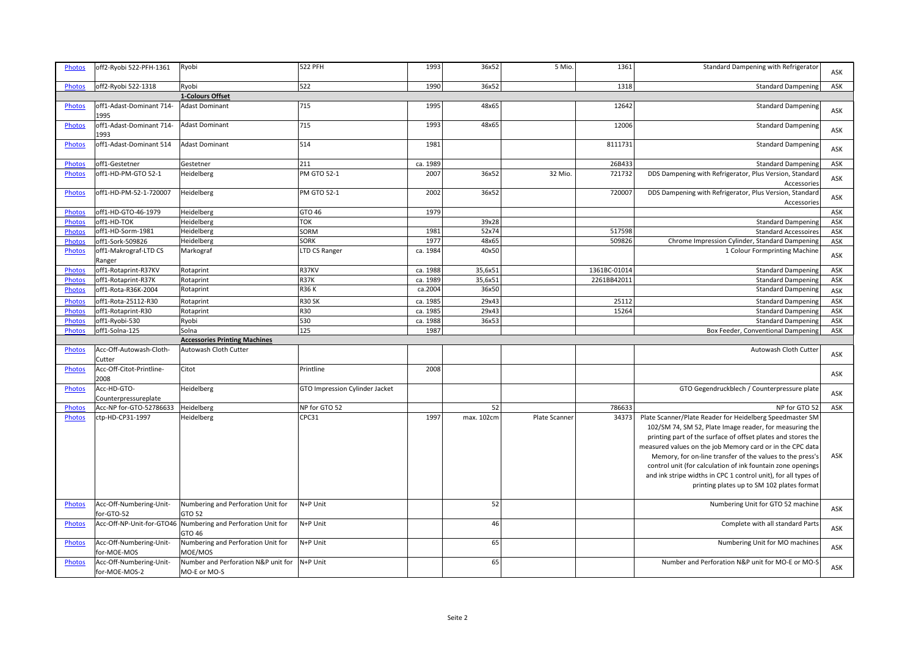| | | | | | | | | | |
|---|---|---|---|---|---|---|---|---|---|
| Photos | off2-Ryobi 522-PFH-1361 | Ryobi | 522 PFH | 1993 | 36x52 | 5 Mio. | 1361 | Standard Dampening with Refrigerator | ASK |
| Photos | off2-Ryobi 522-1318 | Ryobi | 522 | 1990 | 36x52 | | 1318 | Standard Dampening | ASK |
| | | **1-Colours Offset** | | | | | | | |
| Photos | off1-Adast-Dominant 714-1995 | Adast Dominant | 715 | 1995 | 48x65 | | 12642 | Standard Dampening | ASK |
| Photos | off1-Adast-Dominant 714-1993 | Adast Dominant | 715 | 1993 | 48x65 | | 12006 | Standard Dampening | ASK |
| Photos | off1-Adast-Dominant 514 | Adast Dominant | 514 | 1981 | | | 8111731 | Standard Dampening | ASK |
| Photos | off1-Gestetner | Gestetner | 211 | ca. 1989 | | | 26B433 | Standard Dampening | ASK |
| Photos | off1-HD-PM-GTO 52-1 | Heidelberg | PM GTO 52-1 | 2007 | 36x52 | 32 Mio. | 721732 | DDS Dampening with Refrigerator, Plus Version, Standard Accessories | ASK |
| Photos | off1-HD-PM-52-1-720007 | Heidelberg | PM GTO 52-1 | 2002 | 36x52 | | 720007 | DDS Dampening with Refrigerator, Plus Version, Standard Accessories | ASK |
| Photos | off1-HD-GTO-46-1979 | Heidelberg | GTO 46 | 1979 | | | | | ASK |
| Photos | off1-HD-TOK | Heidelberg | TOK | | 39x28 | | | Standard Dampening | ASK |
| Photos | off1-HD-Sorm-1981 | Heidelberg | SORM | 1981 | 52x74 | | 517598 | Standard Accessoires | ASK |
| Photos | off1-Sork-509826 | Heidelberg | SORK | 1977 | 48x65 | | 509826 | Chrome Impression Cylinder, Standard Dampening | ASK |
| Photos | off1-Makrograf-LTD CS Ranger | Markograf | LTD CS Ranger | ca. 1984 | 40x50 | | | 1 Colour Formprinting Machine | ASK |
| Photos | off1-Rotaprint-R37KV | Rotaprint | R37KV | ca. 1988 | 35,6x51 | | 1361BC-01014 | Standard Dampening | ASK |
| Photos | off1-Rotaprint-R37K | Rotaprint | R37K | ca. 1989 | 35,6x51 | | 2261BB42011 | Standard Dampening | ASK |
| Photos | off1-Rota-R36K-2004 | Rotaprint | R36 K | ca.2004 | 36x50 | | | Standard Dampening | ASK |
| Photos | off1-Rota-25112-R30 | Rotaprint | R30 SK | ca. 1985 | 29x43 | | 25112 | Standard Dampening | ASK |
| Photos | off1-Rotaprint-R30 | Rotaprint | R30 | ca. 1985 | 29x43 | | 15264 | Standard Dampening | ASK |
| Photos | off1-Ryobi-530 | Ryobi | 530 | ca. 1988 | 36x53 | | | Standard Dampening | ASK |
| Photos | off1-Solna-125 | Solna | 125 | 1987 | | | | Box Feeder, Conventional Dampening | ASK |
| | | **Accessories Printing Machines** | | | | | | | |
| Photos | Acc-Off-Autowash-Cloth-Cutter | Autowash Cloth Cutter | | | | | | Autowash Cloth Cutter | ASK |
| Photos | Acc-Off-Citot-Printline-2008 | Citot | Printline | 2008 | | | | | ASK |
| Photos | Acc-HD-GTO-Counterpressureplate | Heidelberg | GTO Impression Cylinder Jacket | | | | | GTO Gegendruckblech / Counterpressure plate | ASK |
| Photos | Acc-NP for-GTO-52786633 | Heidelberg | NP for GTO 52 | | 52 | | 786633 | NP for GTO 52 | ASK |
| Photos | ctp-HD-CP31-1997 | Heidelberg | CPC31 | 1997 | max. 102cm | Plate Scanner | 34373 | Plate Scanner/Plate Reader for Heidelberg Speedmaster SM 102/SM 74, SM 52, Plate Image reader, for measuring the printing part of the surface of offset plates and stores the measured values on the job Memory card or in the CPC data Memory, for on-line transfer of the values to the press's control unit (for calculation of ink fountain zone openings and ink stripe widths in CPC 1 control unit), for all types of printing plates up to SM 102 plates format | ASK |
| Photos | Acc-Off-Numbering-Unit-for-GTO-52 | Numbering and Perforation Unit for GTO 52 | N+P Unit | | 52 | | | Numbering Unit for GTO 52 machine | ASK |
| Photos | Acc-Off-NP-Unit-for-GTO46 | Numbering and Perforation Unit for GTO 46 | N+P Unit | | 46 | | | Complete with all standard Parts | ASK |
| Photos | Acc-Off-Numbering-Unit-for-MOE-MOS | Numbering and Perforation Unit for MOE/MOS | N+P Unit | | 65 | | | Numbering Unit for MO machines | ASK |
| Photos | Acc-Off-Numbering-Unit-for-MOE-MOS-2 | Number and Perforation N&P unit for MO-E or MO-S | N+P Unit | | 65 | | | Number and Perforation N&P unit for MO-E or MO-S | ASK |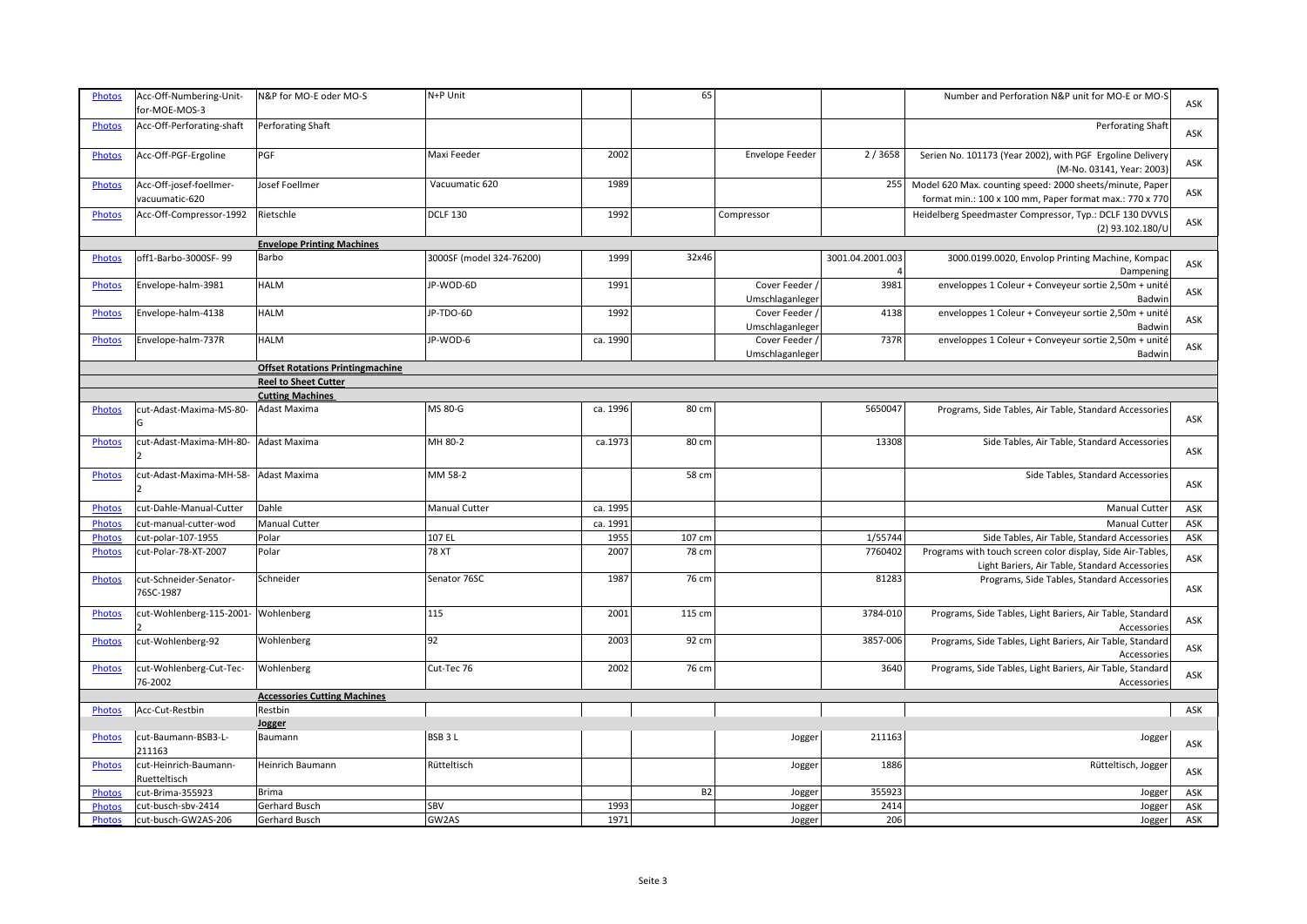| | | | | | | | | | |
|---|---|---|---|---|---|---|---|---|---|
| Photos | Acc-Off-Numbering-Unit-for-MOE-MOS-3 | N&P for MO-E oder MO-S | N+P Unit | | 65 | | | Number and Perforation N&P unit for MO-E or MO-S | ASK |
| Photos | Acc-Off-Perforating-shaft | Perforating Shaft | | | | | | Perforating Shaft | ASK |
| Photos | Acc-Off-PGF-Ergoline | PGF | Maxi Feeder | 2002 | | Envelope Feeder | 2 / 3658 | Serien No. 101173 (Year 2002), with PGF Ergoline Delivery (M-No. 03141, Year: 2003) | ASK |
| Photos | Acc-Off-josef-foellmer-vacuumatic-620 | Josef Foellmer | Vacuumatic 620 | 1989 | | | 255 | Model 620 Max. counting speed: 2000 sheets/minute, Paper format min.: 100 x 100 mm, Paper format max.: 770 x 770 | ASK |
| Photos | Acc-Off-Compressor-1992 | Rietschle | DCLF 130 | 1992 | | Compressor | | Heidelberg Speedmaster Compressor, Typ.: DCLF 130 DVVLS (2) 93.102.180/U | ASK |
| | | **Envelope Printing Machines** | | | | | | | |
| Photos | off1-Barbo-3000SF- 99 | Barbo | 3000SF (model 324-76200) | 1999 | 32x46 | | 3001.04.2001.0034 | 3000.0199.0020, Envolop Printing Machine, Kompac Dampening | ASK |
| Photos | Envelope-halm-3981 | HALM | JP-WOD-6D | 1991 | | Cover Feeder / Umschlaganleger | 3981 | enveloppes 1 Coleur + Conveyeur sortie 2,50m + unité Badwin | ASK |
| Photos | Envelope-halm-4138 | HALM | JP-TDO-6D | 1992 | | Cover Feeder / Umschlaganleger | 4138 | enveloppes 1 Coleur + Conveyeur sortie 2,50m + unité Badwin | ASK |
| Photos | Envelope-halm-737R | HALM | JP-WOD-6 | ca. 1990 | | Cover Feeder / Umschlaganleger | 737R | enveloppes 1 Coleur + Conveyeur sortie 2,50m + unité Badwin | ASK |
| | | **Offset Rotations Printingmachine** | | | | | | | |
| | | **Reel to Sheet Cutter** | | | | | | | |
| | | **Cutting Machines** | | | | | | | |
| Photos | cut-Adast-Maxima-MS-80-G | Adast Maxima | MS 80-G | ca. 1996 | 80 cm | | 5650047 | Programs, Side Tables, Air Table, Standard Accessories | ASK |
| Photos | cut-Adast-Maxima-MH-80-2 | Adast Maxima | MH 80-2 | ca.1973 | 80 cm | | 13308 | Side Tables, Air Table, Standard Accessories | ASK |
| Photos | cut-Adast-Maxima-MH-58-2 | Adast Maxima | MM 58-2 | | 58 cm | | | Side Tables, Standard Accessories | ASK |
| Photos | cut-Dahle-Manual-Cutter | Dahle | Manual Cutter | ca. 1995 | | | | Manual Cutter | ASK |
| Photos | cut-manual-cutter-wod | Manual Cutter | | ca. 1991 | | | | Manual Cutter | ASK |
| Photos | cut-polar-107-1955 | Polar | 107 EL | 1955 | 107 cm | | 1/55744 | Side Tables, Air Table, Standard Accessories | ASK |
| Photos | cut-Polar-78-XT-2007 | Polar | 78 XT | 2007 | 78 cm | | 7760402 | Programs with touch screen color display, Side Air-Tables, Light Bariers, Air Table, Standard Accessories | ASK |
| Photos | cut-Schneider-Senator-76SC-1987 | Schneider | Senator 76SC | 1987 | 76 cm | | 81283 | Programs, Side Tables, Standard Accessories | ASK |
| Photos | cut-Wohlenberg-115-2001-2 | Wohlenberg | 115 | 2001 | 115 cm | | 3784-010 | Programs, Side Tables, Light Bariers, Air Table, Standard Accessories | ASK |
| Photos | cut-Wohlenberg-92 | Wohlenberg | 92 | 2003 | 92 cm | | 3857-006 | Programs, Side Tables, Light Bariers, Air Table, Standard Accessories | ASK |
| Photos | cut-Wohlenberg-Cut-Tec-76-2002 | Wohlenberg | Cut-Tec 76 | 2002 | 76 cm | | 3640 | Programs, Side Tables, Light Bariers, Air Table, Standard Accessories | ASK |
| | | **Accessories Cutting Machines** | | | | | | | |
| Photos | Acc-Cut-Restbin | Restbin | | | | | | | ASK |
| | | **Jogger** | | | | | | | |
| Photos | cut-Baumann-BSB3-L-211163 | Baumann | BSB 3 L | | | Jogger | 211163 | Jogger | ASK |
| Photos | cut-Heinrich-Baumann-Ruetteltisch | Heinrich Baumann | Rütteltisch | | | Jogger | 1886 | Rütteltisch, Jogger | ASK |
| Photos | cut-Brima-355923 | Brima | | | B2 | Jogger | 355923 | Jogger | ASK |
| Photos | cut-busch-sbv-2414 | Gerhard Busch | SBV | 1993 | | Jogger | 2414 | Jogger | ASK |
| Photos | cut-busch-GW2AS-206 | Gerhard Busch | GW2AS | 1971 | | Jogger | 206 | Jogger | ASK |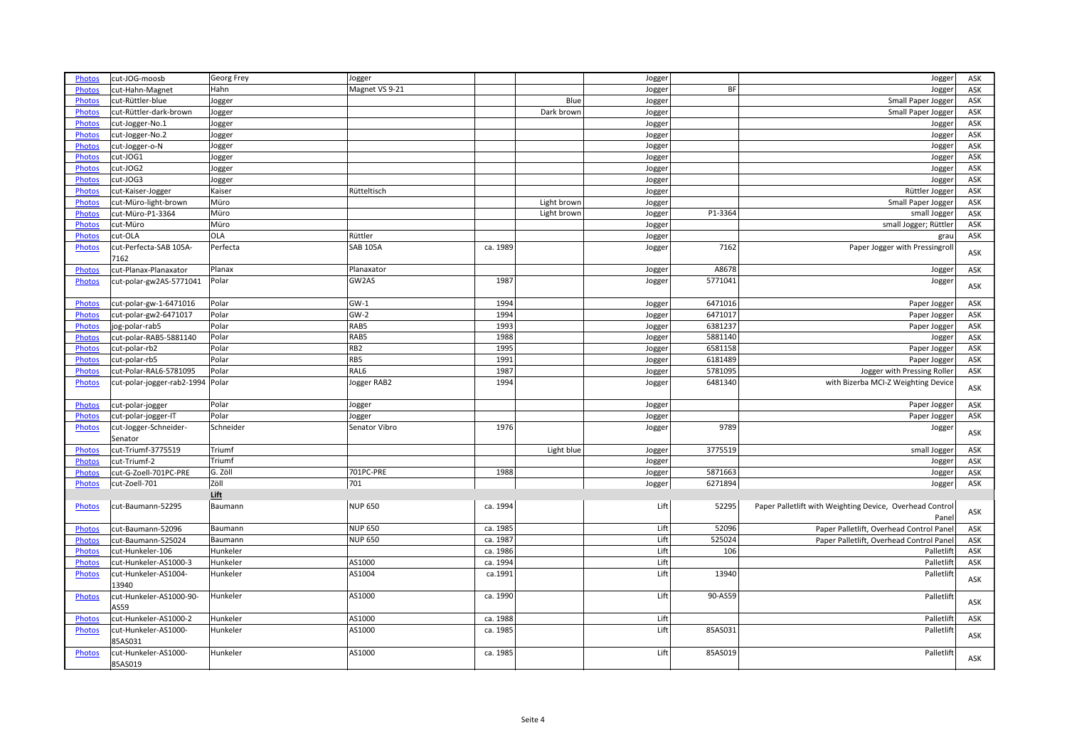| Photos | cut-JOG-moosb | Georg Frey | Jogger | | | Jogger | | Jogger | ASK |
|---|---|---|---|---|---|---|---|---|---|
| Photos | cut-Hahn-Magnet | Hahn | Magnet VS 9-21 | | | Jogger | BF | Jogger | ASK |
| Photos | cut-Rüttler-blue | Jogger | | | Blue | Jogger | | Small Paper Jogger | ASK |
| Photos | cut-Rüttler-dark-brown | Jogger | | | Dark brown | Jogger | | Small Paper Jogger | ASK |
| Photos | cut-Jogger-No.1 | Jogger | | | | Jogger | | Jogger | ASK |
| Photos | cut-Jogger-No.2 | Jogger | | | | Jogger | | Jogger | ASK |
| Photos | cut-Jogger-o-N | Jogger | | | | Jogger | | Jogger | ASK |
| Photos | cut-JOG1 | Jogger | | | | Jogger | | Jogger | ASK |
| Photos | cut-JOG2 | Jogger | | | | Jogger | | Jogger | ASK |
| Photos | cut-JOG3 | Jogger | | | | Jogger | | Jogger | ASK |
| Photos | cut-Kaiser-Jogger | Kaiser | Rütteltisch | | | Jogger | | Rüttler Jogger | ASK |
| Photos | cut-Müro-light-brown | Müro | | | Light brown | Jogger | | Small Paper Jogger | ASK |
| Photos | cut-Müro-P1-3364 | Müro | | | Light brown | Jogger | P1-3364 | small Jogger | ASK |
| Photos | cut-Müro | Müro | | | | Jogger | | small Jogger; Rüttler | ASK |
| Photos | cut-OLA | OLA | Rüttler | | | Jogger | | grau | ASK |
| Photos | cut-Perfecta-SAB 105A-7162 | Perfecta | SAB 105A | ca. 1989 | | Jogger | 7162 | Paper Jogger with Pressingroll | ASK |
| Photos | cut-Planax-Planaxator | Planax | Planaxator | | | Jogger | A8678 | Jogger | ASK |
| Photos | cut-polar-gw2AS-5771041 | Polar | GW2AS | 1987 | | Jogger | 5771041 | Jogger | ASK |
| Photos | cut-polar-gw-1-6471016 | Polar | GW-1 | 1994 | | Jogger | 6471016 | Paper Jogger | ASK |
| Photos | cut-polar-gw2-6471017 | Polar | GW-2 | 1994 | | Jogger | 6471017 | Paper Jogger | ASK |
| Photos | jog-polar-rab5 | Polar | RAB5 | 1993 | | Jogger | 6381237 | Paper Jogger | ASK |
| Photos | cut-polar-RAB5-5881140 | Polar | RAB5 | 1988 | | Jogger | 5881140 | Jogger | ASK |
| Photos | cut-polar-rb2 | Polar | RB2 | 1995 | | Jogger | 6581158 | Paper Jogger | ASK |
| Photos | cut-polar-rb5 | Polar | RB5 | 1991 | | Jogger | 6181489 | Paper Jogger | ASK |
| Photos | cut-Polar-RAL6-5781095 | Polar | RAL6 | 1987 | | Jogger | 5781095 | Jogger with Pressing Roller | ASK |
| Photos | cut-polar-jogger-rab2-1994 | Polar | Jogger RAB2 | 1994 | | Jogger | 6481340 | with Bizerba MCI-Z Weighting Device | ASK |
| Photos | cut-polar-jogger | Polar | Jogger | | | Jogger | | Paper Jogger | ASK |
| Photos | cut-polar-jogger-IT | Polar | Jogger | | | Jogger | | Paper Jogger | ASK |
| Photos | cut-Jogger-Schneider-Senator | Schneider | Senator Vibro | 1976 | | Jogger | 9789 | Jogger | ASK |
| Photos | cut-Triumf-3775519 | Triumf | | | Light blue | Jogger | 3775519 | small Jogger | ASK |
| Photos | cut-Triumf-2 | Triumf | | | | Jogger | | Jogger | ASK |
| Photos | cut-G-Zoell-701PC-PRE | G. Zöll | 701PC-PRE | 1988 | | Jogger | 5871663 | Jogger | ASK |
| Photos | cut-Zoell-701 | Zöll | 701 | | | Jogger | 6271894 | Jogger | ASK |
| | | **Lift** | | | | | | | |
| Photos | cut-Baumann-52295 | Baumann | NUP 650 | ca. 1994 | | Lift | 52295 | Paper Palletlift with Weighting Device, Overhead Control Panel | ASK |
| Photos | cut-Baumann-52096 | Baumann | NUP 650 | ca. 1985 | | Lift | 52096 | Paper Palletlift, Overhead Control Panel | ASK |
| Photos | cut-Baumann-525024 | Baumann | NUP 650 | ca. 1987 | | Lift | 525024 | Paper Palletlift, Overhead Control Panel | ASK |
| Photos | cut-Hunkeler-106 | Hunkeler | | ca. 1986 | | Lift | 106 | Palletlift | ASK |
| Photos | cut-Hunkeler-AS1000-3 | Hunkeler | AS1000 | ca. 1994 | | Lift | | Palletlift | ASK |
| Photos | cut-Hunkeler-AS1004-13940 | Hunkeler | AS1004 | ca.1991 | | Lift | 13940 | Palletlift | ASK |
| Photos | cut-Hunkeler-AS1000-90-AS59 | Hunkeler | AS1000 | ca. 1990 | | Lift | 90-AS59 | Palletlift | ASK |
| Photos | cut-Hunkeler-AS1000-2 | Hunkeler | AS1000 | ca. 1988 | | Lift | | Palletlift | ASK |
| Photos | cut-Hunkeler-AS1000-85AS031 | Hunkeler | AS1000 | ca. 1985 | | Lift | 85AS031 | Palletlift | ASK |
| Photos | cut-Hunkeler-AS1000-85AS019 | Hunkeler | AS1000 | ca. 1985 | | Lift | 85AS019 | Palletlift | ASK |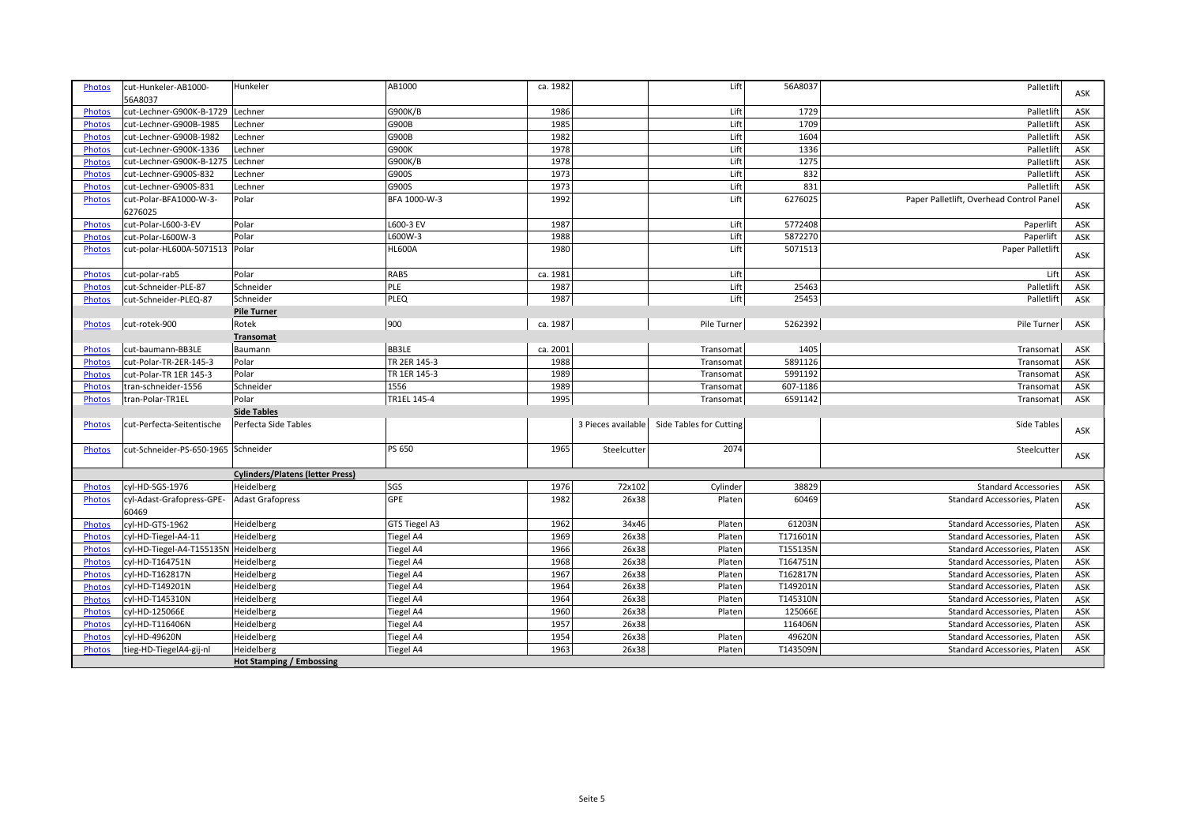| Photos | cut-Hunkeler-AB1000-56A8037 | Hunkeler | AB1000 | ca. 1982 | | Lift | 56A8037 | Palletlift | ASK |
|---|---|---|---|---|---|---|---|---|---|
| Photos | cut-Lechner-G900K-B-1729 | Lechner | G900K/B | 1986 | | Lift | 1729 | Palletlift | ASK |
| Photos | cut-Lechner-G900B-1985 | Lechner | G900B | 1985 | | Lift | 1709 | Palletlift | ASK |
| Photos | cut-Lechner-G900B-1982 | Lechner | G900B | 1982 | | Lift | 1604 | Palletlift | ASK |
| Photos | cut-Lechner-G900K-1336 | Lechner | G900K | 1978 | | Lift | 1336 | Palletlift | ASK |
| Photos | cut-Lechner-G900K-B-1275 | Lechner | G900K/B | 1978 | | Lift | 1275 | Palletlift | ASK |
| Photos | cut-Lechner-G900S-832 | Lechner | G900S | 1973 | | Lift | 832 | Palletlift | ASK |
| Photos | cut-Lechner-G900S-831 | Lechner | G900S | 1973 | | Lift | 831 | Palletlift | ASK |
| Photos | cut-Polar-BFA1000-W-3-6276025 | Polar | BFA 1000-W-3 | 1992 | | Lift | 6276025 | Paper Palletlift, Overhead Control Panel | ASK |
| Photos | cut-Polar-L600-3-EV | Polar | L600-3 EV | 1987 | | Lift | 5772408 | Paperlift | ASK |
| Photos | cut-Polar-L600W-3 | Polar | L600W-3 | 1988 | | Lift | 5872270 | Paperlift | ASK |
| Photos | cut-polar-HL600A-5071513 | Polar | HL600A | 1980 | | Lift | 5071513 | Paper Palletlift | ASK |
| Photos | cut-polar-rab5 | Polar | RAB5 | ca. 1981 | | Lift | | Lift | ASK |
| Photos | cut-Schneider-PLE-87 | Schneider | PLE | 1987 | | Lift | 25463 | Palletlift | ASK |
| Photos | cut-Schneider-PLEQ-87 | Schneider | PLEQ | 1987 | | Lift | 25453 | Palletlift | ASK |
| | | **Pile Turner** | | | | | | | |
| Photos | cut-rotek-900 | Rotek | 900 | ca. 1987 | | Pile Turner | 5262392 | Pile Turner | ASK |
| | | **Transomat** | | | | | | | |
| Photos | cut-baumann-BB3LE | Baumann | BB3LE | ca. 2001 | | Transomat | 1405 | Transomat | ASK |
| Photos | cut-Polar-TR-2ER-145-3 | Polar | TR 2ER 145-3 | 1988 | | Transomat | 5891126 | Transomat | ASK |
| Photos | cut-Polar-TR 1ER 145-3 | Polar | TR 1ER 145-3 | 1989 | | Transomat | 5991192 | Transomat | ASK |
| Photos | tran-schneider-1556 | Schneider | 1556 | 1989 | | Transomat | 607-1186 | Transomat | ASK |
| Photos | tran-Polar-TR1EL | Polar | TR1EL 145-4 | 1995 | | Transomat | 6591142 | Transomat | ASK |
| | | **Side Tables** | | | | | | | |
| Photos | cut-Perfecta-Seitentische | Perfecta Side Tables | | | 3 Pieces available | Side Tables for Cutting | | Side Tables | ASK |
| Photos | cut-Schneider-PS-650-1965 | Schneider | PS 650 | 1965 | Steelcutter | 2074 | | Steelcutter | ASK |
| | | **Cylinders/Platens (letter Press)** | | | | | | | |
| Photos | cyl-HD-SGS-1976 | Heidelberg | SGS | 1976 | 72x102 | Cylinder | 38829 | Standard Accessories | ASK |
| Photos | cyl-Adast-Grafopress-GPE-60469 | Adast Grafopress | GPE | 1982 | 26x38 | Platen | 60469 | Standard Accessories, Platen | ASK |
| Photos | cyl-HD-GTS-1962 | Heidelberg | GTS Tiegel A3 | 1962 | 34x46 | Platen | 61203N | Standard Accessories, Platen | ASK |
| Photos | cyl-HD-Tiegel-A4-11 | Heidelberg | Tiegel A4 | 1969 | 26x38 | Platen | T171601N | Standard Accessories, Platen | ASK |
| Photos | cyl-HD-Tiegel-A4-T155135N | Heidelberg | Tiegel A4 | 1966 | 26x38 | Platen | T155135N | Standard Accessories, Platen | ASK |
| Photos | cyl-HD-T164751N | Heidelberg | Tiegel A4 | 1968 | 26x38 | Platen | T164751N | Standard Accessories, Platen | ASK |
| Photos | cyl-HD-T162817N | Heidelberg | Tiegel A4 | 1967 | 26x38 | Platen | T162817N | Standard Accessories, Platen | ASK |
| Photos | cyl-HD-T149201N | Heidelberg | Tiegel A4 | 1964 | 26x38 | Platen | T149201N | Standard Accessories, Platen | ASK |
| Photos | cyl-HD-T145310N | Heidelberg | Tiegel A4 | 1964 | 26x38 | Platen | T145310N | Standard Accessories, Platen | ASK |
| Photos | cyl-HD-125066E | Heidelberg | Tiegel A4 | 1960 | 26x38 | Platen | 125066E | Standard Accessories, Platen | ASK |
| Photos | cyl-HD-T116406N | Heidelberg | Tiegel A4 | 1957 | 26x38 | | 116406N | Standard Accessories, Platen | ASK |
| Photos | cyl-HD-49620N | Heidelberg | Tiegel A4 | 1954 | 26x38 | Platen | 49620N | Standard Accessories, Platen | ASK |
| Photos | tieg-HD-TiegelA4-gij-nl | Heidelberg | Tiegel A4 | 1963 | 26x38 | Platen | T143509N | Standard Accessories, Platen | ASK |
| | | **Hot Stamping / Embossing** | | | | | | | |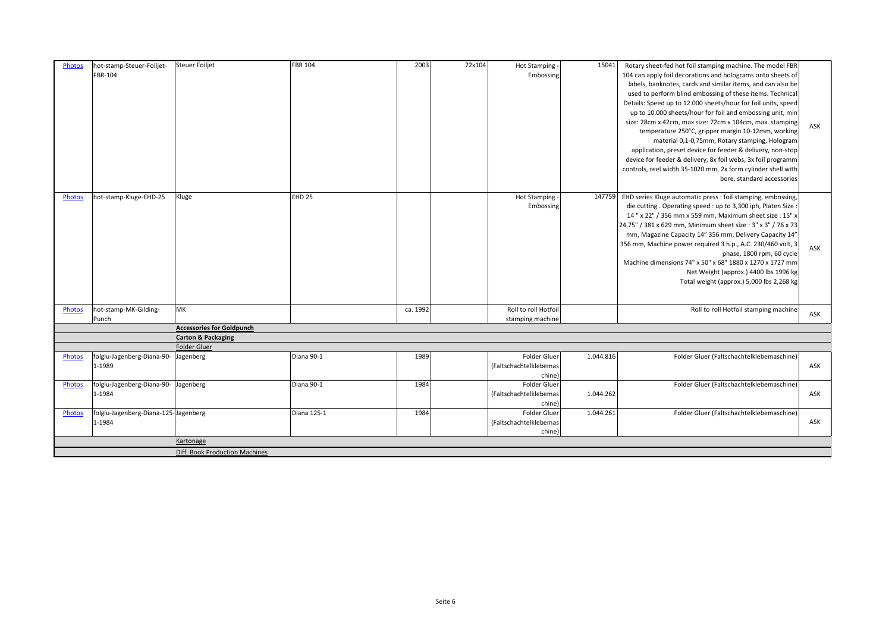| Photos | hot-stamp-Steuer-Foiljet-FBR-104 | Steuer Foiljet | FBR 104 | 2003 | 72x104 | Hot Stamping - Embossing | 15041 | Rotary sheet-fed hot foil stamping machine. The model FBR 104 can apply foil decorations and holograms onto sheets of labels, banknotes, cards and similar items, and can also be used to perform blind embossing of these items. Technical Details: Speed up to 12.000 sheets/hour for foil units, speed up to 10.000 sheets/hour for foil and embossing unit, min size: 28cm x 42cm, max size: 72cm x 104cm, max. stamping temperature 250°C, gripper margin 10-12mm, working material 0,1-0,75mm, Rotary stamping, Hologram application, preset device for feeder & delivery, non-stop device for feeder & delivery, 8x foil webs, 3x foil programm controls, reel width 35-1020 mm, 2x form cylinder shell with bore, standard accessories | ASK |
|---|---|---|---|---|---|---|---|---|---|
| Photos | hot-stamp-Kluge-EHD-25 | Kluge | EHD 25 | | | Hot Stamping - Embossing | 147759 | EHD series Kluge automatic press : foil stamping, embossing, die cutting . Operating speed : up to 3,300 iph, Platen Size : 14 " x 22" / 356 mm x 559 mm, Maximum sheet size : 15" x 24,75" / 381 x 629 mm, Minimum sheet size : 3" x 3" / 76 x 73 mm, Magazine Capacity 14" 356 mm, Delivery Capacity 14" 356 mm, Machine power required 3 h.p., A.C. 230/460 volt, 3 phase, 1800 rpm, 60 cycle Machine dimensions 74" x 50" x 68" 1880 x 1270 x 1727 mm Net Weight (approx.) 4400 lbs 1996 kg Total weight (approx.) 5,000 lbs 2,268 kg | ASK |
| Photos | hot-stamp-MK-Gilding-Punch | MK | | ca. 1992 | | Roll to roll Hotfoil stamping machine | | Roll to roll Hotfoil stamping machine | ASK |
| | | **Accessories for Goldpunch** | | | | | | | |
| | | **Carton & Packaging** | | | | | | | |
| | | Folder Gluer | | | | | | | |
| Photos | folglu-Jagenberg-Diana-90-1-1989 | Jagenberg | Diana 90-1 | 1989 | | Folder Gluer (Faltschachtelklebemaschine) | 1.044.816 | Folder Gluer (Faltschachtelklebemaschine) | ASK |
| Photos | folglu-Jagenberg-Diana-90-1-1984 | Jagenberg | Diana 90-1 | 1984 | | Folder Gluer (Faltschachtelklebemaschine) | 1.044.262 | Folder Gluer (Faltschachtelklebemaschine) | ASK |
| Photos | folglu-Jagenberg-Diana-125-1-1984 | Jagenberg | Diana 125-1 | 1984 | | Folder Gluer (Faltschachtelklebemaschine) | 1.044.261 | Folder Gluer (Faltschachtelklebemaschine) | ASK |
| | | Kartonage | | | | | | | |
| | | Diff. Book Production Machines | | | | | | | |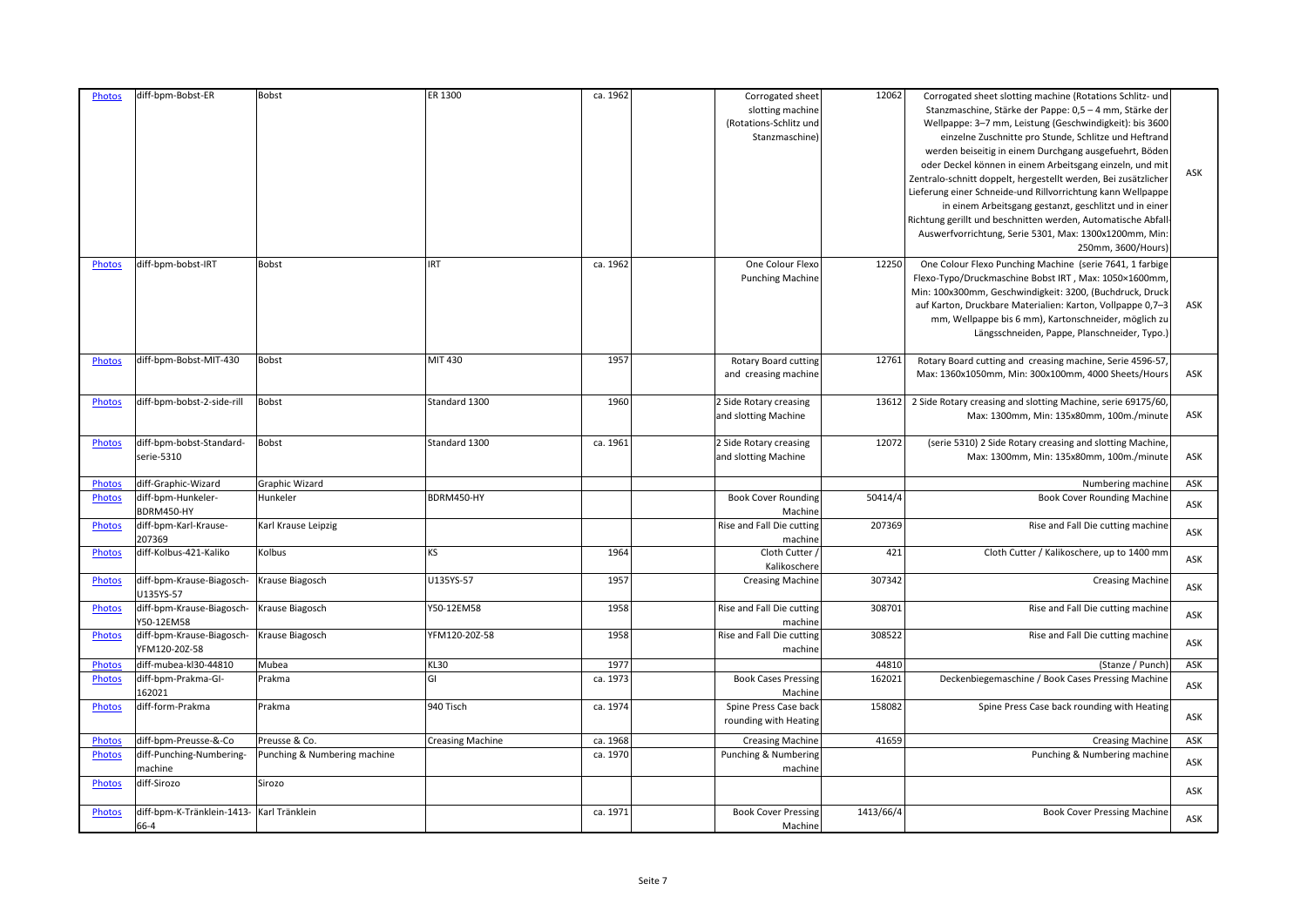| Photos | diff-bpm-Bobst-ER | Bobst | ER 1300 | ca. 1962 | | Corrugated sheet slotting machine (Rotations-Schlitz und Stanzmaschine) | 12062 | Corrogated sheet slotting machine (Rotations Schlitz- und Stanzmaschine, Stärke der Pappe: 0,5 – 4 mm, Stärke der Wellpappe: 3–7 mm, Leistung (Geschwindigkeit): bis 3600 einzelne Zuschnitte pro Stunde, Schlitze und Heftrand werden beiseitig in einem Durchgang ausgefuehrt, Böden oder Deckel können in einem Arbeitsgang einzeln, und mit Zentralo-schnitt doppelt, hergestellt werden, Bei zusätzlicher Lieferung einer Schneide-und Rillvorrichtung kann Wellpappe in einem Arbeitsgang gestanzt, geschlitzt und in einer Richtung gerillt und beschnitten werden, Automatische Abfall-Auswerfvorrichtung, Serie 5301, Max: 1300x1200mm, Min: 250mm, 3600/Hours) | ASK |
|---|---|---|---|---|---|---|---|---|---|
| Photos | diff-bpm-bobst-IRT | Bobst | IRT | ca. 1962 | | One Colour Flexo Punching Machine | 12250 | One Colour Flexo Punching Machine (serie 7641, 1 farbige Flexo-Typo/Druckmaschine Bobst IRT , Max: 1050×1600mm, Min: 100x300mm, Geschwindigkeit: 3200, (Buchdruck, Druck auf Karton, Druckbare Materialien: Karton, Vollpappe 0,7–3 mm, Wellpappe bis 6 mm), Kartonschneider, möglich zu Längsschneiden, Pappe, Planschneider, Typo.) | ASK |
| Photos | diff-bpm-Bobst-MIT-430 | Bobst | MIT 430 | 1957 | | Rotary Board cutting and creasing machine | 12761 | Rotary Board cutting and creasing machine, Serie 4596-57, Max: 1360x1050mm, Min: 300x100mm, 4000 Sheets/Hours | ASK |
| Photos | diff-bpm-bobst-2-side-rill | Bobst | Standard 1300 | 1960 | | 2 Side Rotary creasing and slotting Machine | 13612 | 2 Side Rotary creasing and slotting Machine, serie 69175/60, Max: 1300mm, Min: 135x80mm, 100m./minute | ASK |
| Photos | diff-bpm-bobst-Standard-serie-5310 | Bobst | Standard 1300 | ca. 1961 | | 2 Side Rotary creasing and slotting Machine | 12072 | (serie 5310) 2 Side Rotary creasing and slotting Machine, Max: 1300mm, Min: 135x80mm, 100m./minute | ASK |
| Photos | diff-Graphic-Wizard | Graphic Wizard | | | | | | Numbering machine | ASK |
| Photos | diff-bpm-Hunkeler-BDRM450-HY | Hunkeler | BDRM450-HY | | | Book Cover Rounding Machine | 50414/4 | Book Cover Rounding Machine | ASK |
| Photos | diff-bpm-Karl-Krause-207369 | Karl Krause Leipzig | | | | Rise and Fall Die cutting machine | 207369 | Rise and Fall Die cutting machine | ASK |
| Photos | diff-Kolbus-421-Kaliko | Kolbus | KS | 1964 | | Cloth Cutter / Kalikoschere | 421 | Cloth Cutter / Kalikoschere, up to 1400 mm | ASK |
| Photos | diff-bpm-Krause-Biagosch-U135YS-57 | Krause Biagosch | U135YS-57 | 1957 | | Creasing Machine | 307342 | Creasing Machine | ASK |
| Photos | diff-bpm-Krause-Biagosch-Y50-12EM58 | Krause Biagosch | Y50-12EM58 | 1958 | | Rise and Fall Die cutting machine | 308701 | Rise and Fall Die cutting machine | ASK |
| Photos | diff-bpm-Krause-Biagosch-YFM120-20Z-58 | Krause Biagosch | YFM120-20Z-58 | 1958 | | Rise and Fall Die cutting machine | 308522 | Rise and Fall Die cutting machine | ASK |
| Photos | diff-mubea-kl30-44810 | Mubea | KL30 | 1977 | | | 44810 | (Stanze / Punch) | ASK |
| Photos | diff-bpm-Prakma-GI-162021 | Prakma | GI | ca. 1973 | | Book Cases Pressing Machine | 162021 | Deckenbiegemaschine / Book Cases Pressing Machine | ASK |
| Photos | diff-form-Prakma | Prakma | 940 Tisch | ca. 1974 | | Spine Press Case back rounding with Heating | 158082 | Spine Press Case back rounding with Heating | ASK |
| Photos | diff-bpm-Preusse-&-Co | Preusse & Co. | Creasing Machine | ca. 1968 | | Creasing Machine | 41659 | Creasing Machine | ASK |
| Photos | diff-Punching-Numbering-machine | Punching & Numbering machine | | ca. 1970 | | Punching & Numbering machine | | Punching & Numbering machine | ASK |
| Photos | diff-Sirozo | Sirozo | | | | | | | ASK |
| Photos | diff-bpm-K-Tränklein-1413-66-4 | Karl Tränklein | | ca. 1971 | | Book Cover Pressing Machine | 1413/66/4 | Book Cover Pressing Machine | ASK |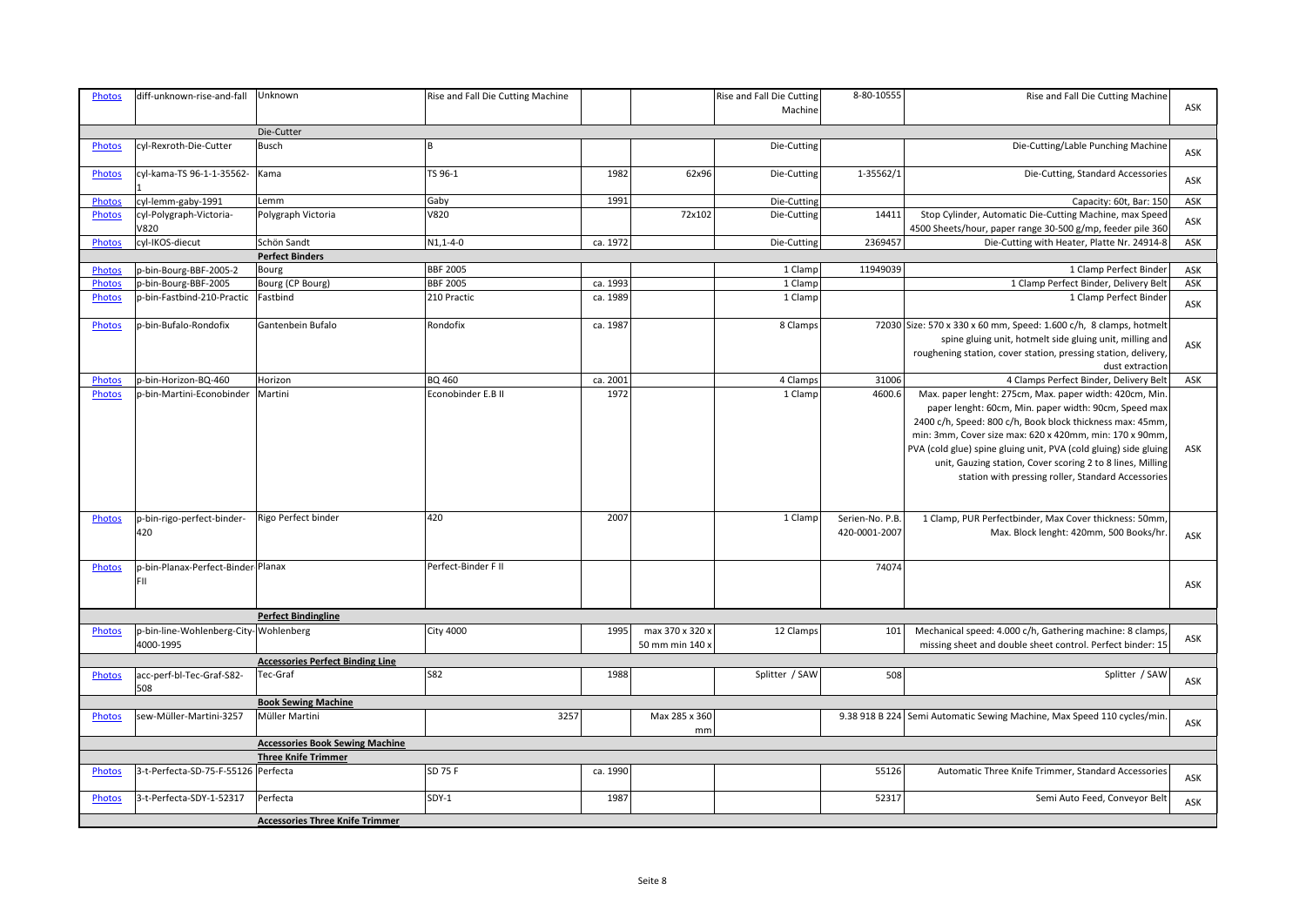| Photos | diff-unknown-rise-and-fall | Unknown | Rise and Fall Die Cutting Machine | | | Rise and Fall Die Cutting Machine | 8-80-10555 | Rise and Fall Die Cutting Machine | ASK |
|---|---|---|---|---|---|---|---|---|---|
| | | Die-Cutter | | | | | | | |
| Photos | cyl-Rexroth-Die-Cutter | Busch | B | | | Die-Cutting | | Die-Cutting/Lable Punching Machine | ASK |
| Photos | cyl-kama-TS 96-1-1-35562-1 | Kama | TS 96-1 | 1982 | 62x96 | Die-Cutting | 1-35562/1 | Die-Cutting, Standard Accessories | ASK |
| Photos | cyl-lemm-gaby-1991 | Lemm | Gaby | 1991 | | Die-Cutting | | Capacity: 60t, Bar: 150 | ASK |
| Photos | cyl-Polygraph-Victoria-V820 | Polygraph Victoria | V820 | | 72x102 | Die-Cutting | 14411 | Stop Cylinder, Automatic Die-Cutting Machine, max Speed 4500 Sheets/hour, paper range 30-500 g/mp, feeder pile 360 | ASK |
| Photos | cyl-IKOS-diecut | Schön Sandt | N1,1-4-0 | ca. 1972 | | Die-Cutting | 2369457 | Die-Cutting with Heater, Platte Nr. 24914-8 | ASK |
| | | **Perfect Binders** | | | | | | | |
| Photos | p-bin-Bourg-BBF-2005-2 | Bourg | BBF 2005 | | | 1 Clamp | 11949039 | 1 Clamp Perfect Binder | ASK |
| Photos | p-bin-Bourg-BBF-2005 | Bourg (CP Bourg) | BBF 2005 | ca. 1993 | | 1 Clamp | | 1 Clamp Perfect Binder, Delivery Belt | ASK |
| Photos | p-bin-Fastbind-210-Practic | Fastbind | 210 Practic | ca. 1989 | | 1 Clamp | | 1 Clamp Perfect Binder | ASK |
| Photos | p-bin-Bufalo-Rondofix | Gantenbein Bufalo | Rondofix | ca. 1987 | | 8 Clamps | 72030 | Size: 570 x 330 x 60 mm, Speed: 1.600 c/h, 8 clamps, hotmelt spine gluing unit, hotmelt side gluing unit, milling and roughening station, cover station, pressing station, delivery, dust extraction | ASK |
| Photos | p-bin-Horizon-BQ-460 | Horizon | BQ 460 | ca. 2001 | | 4 Clamps | 31006 | 4 Clamps Perfect Binder, Delivery Belt | ASK |
| Photos | p-bin-Martini-Econobinder | Martini | Econobinder E.B II | 1972 | | 1 Clamp | 4600.6 | Max. paper lenght: 275cm, Max. paper width: 420cm, Min. paper lenght: 60cm, Min. paper width: 90cm, Speed max 2400 c/h, Speed: 800 c/h, Book block thickness max: 45mm, min: 3mm, Cover size max: 620 x 420mm, min: 170 x 90mm, PVA (cold glue) spine gluing unit, PVA (cold gluing) side gluing unit, Gauzing station, Cover scoring 2 to 8 lines, Milling station with pressing roller, Standard Accessories | ASK |
| Photos | p-bin-rigo-perfect-binder-420 | Rigo Perfect binder | 420 | 2007 | | 1 Clamp | Serien-No. P.B. 420-0001-2007 | 1 Clamp, PUR Perfectbinder, Max Cover thickness: 50mm, Max. Block lenght: 420mm, 500 Books/hr. | ASK |
| Photos | p-bin-Planax-Perfect-Binder-FII | Planax | Perfect-Binder F II | | | | 74074 | | ASK |
| | | **Perfect Bindingline** | | | | | | | |
| Photos | p-bin-line-Wohlenberg-City-4000-1995 | Wohlenberg | City 4000 | 1995 | max 370 x 320 x 50 mm min 140 x | 12 Clamps | 101 | Mechanical speed: 4.000 c/h, Gathering machine: 8 clamps, missing sheet and double sheet control. Perfect binder: 15 | ASK |
| | | **Accessories Perfect Binding Line** | | | | | | | |
| Photos | acc-perf-bl-Tec-Graf-S82-508 | Tec-Graf | S82 | 1988 | | Splitter / SAW | 508 | Splitter / SAW | ASK |
| | | **Book Sewing Machine** | | | | | | | |
| Photos | sew-Müller-Martini-3257 | Müller Martini | 3257 | | Max 285 x 360 mm | | 9.38 918 B 224 | Semi Automatic Sewing Machine, Max Speed 110 cycles/min. | ASK |
| | | **Accessories Book Sewing Machine** | | | | | | | |
| | | **Three Knife Trimmer** | | | | | | | |
| Photos | 3-t-Perfecta-SD-75-F-55126 | Perfecta | SD 75 F | ca. 1990 | | | 55126 | Automatic Three Knife Trimmer, Standard Accessories | ASK |
| Photos | 3-t-Perfecta-SDY-1-52317 | Perfecta | SDY-1 | 1987 | | | 52317 | Semi Auto Feed, Conveyor Belt | ASK |
| | | **Accessories Three Knife Trimmer** | | | | | | | |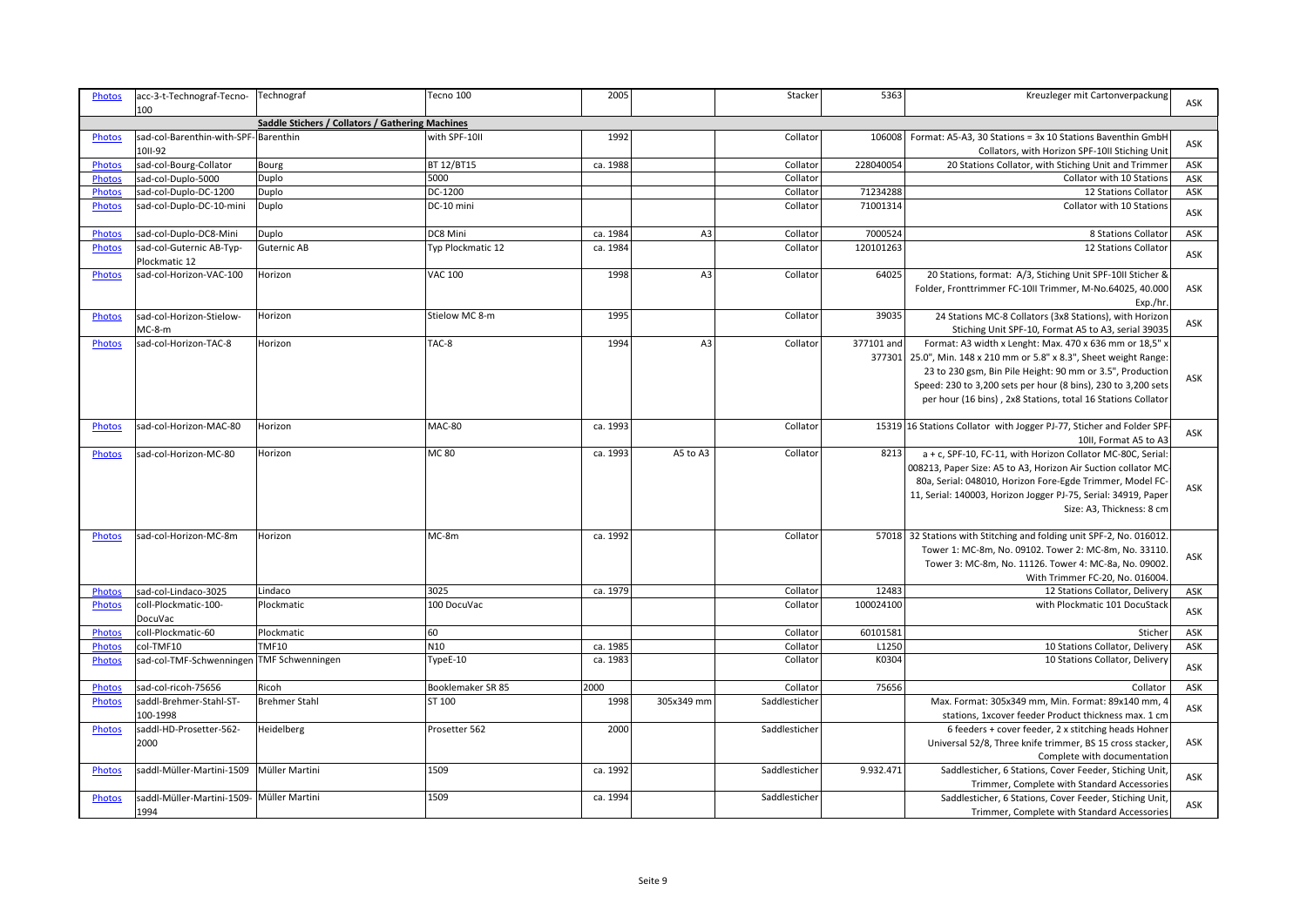| Photos | acc-3-t-Technograf-Tecno-100 | Technograf | Tecno 100 | 2005 | | Stacker | 5363 | Kreuzleger mit Cartonverpackung | ASK |
|---|---|---|---|---|---|---|---|---|---|
| | | **Saddle Stichers / Collators / Gathering Machines** | | | | | | | |
| Photos | sad-col-Barenthin-with-SPF-10II-92 | Barenthin | with SPF-10II | 1992 | | Collator | 106008 | Format: A5-A3, 30 Stations = 3x 10 Stations Baventhin GmbH Collators, with Horizon SPF-10II Stiching Unit | ASK |
| Photos | sad-col-Bourg-Collator | Bourg | BT 12/BT15 | ca. 1988 | | Collator | 228040054 | 20 Stations Collator, with Stiching Unit and Trimmer | ASK |
| Photos | sad-col-Duplo-5000 | Duplo | 5000 | | | Collator | | Collator with 10 Stations | ASK |
| Photos | sad-col-Duplo-DC-1200 | Duplo | DC-1200 | | | Collator | 71234288 | 12 Stations Collator | ASK |
| Photos | sad-col-Duplo-DC-10-mini | Duplo | DC-10 mini | | | Collator | 71001314 | Collator with 10 Stations | ASK |
| Photos | sad-col-Duplo-DC8-Mini | Duplo | DC8 Mini | ca. 1984 | A3 | Collator | 7000524 | 8 Stations Collator | ASK |
| Photos | sad-col-Guternic AB-Typ-Plockmatic 12 | Guternic AB | Typ Plockmatic 12 | ca. 1984 | | Collator | 120101263 | 12 Stations Collator | ASK |
| Photos | sad-col-Horizon-VAC-100 | Horizon | VAC 100 | 1998 | A3 | Collator | 64025 | 20 Stations, format: A/3, Stiching Unit SPF-10II Sticher & Folder, Fronttrimmer FC-10II Trimmer, M-No.64025, 40.000 Exp./hr. | ASK |
| Photos | sad-col-Horizon-Stielow-MC-8-m | Horizon | Stielow MC 8-m | 1995 | | Collator | 39035 | 24 Stations MC-8 Collators (3x8 Stations), with Horizon Stiching Unit SPF-10, Format A5 to A3, serial 39035 | ASK |
| Photos | sad-col-Horizon-TAC-8 | Horizon | TAC-8 | 1994 | A3 | Collator | 377101 and 377301 | Format: A3 width x Lenght: Max. 470 x 636 mm or 18,5" x 25.0", Min. 148 x 210 mm or 5.8" x 8.3", Sheet weight Range: 23 to 230 gsm, Bin Pile Height: 90 mm or 3.5", Production Speed: 230 to 3,200 sets per hour (8 bins), 230 to 3,200 sets per hour (16 bins) , 2x8 Stations, total 16 Stations Collator | ASK |
| Photos | sad-col-Horizon-MAC-80 | Horizon | MAC-80 | ca. 1993 | | Collator | 15319 | 16 Stations Collator with Jogger PJ-77, Sticher and Folder SPF-10II, Format A5 to A3 | ASK |
| Photos | sad-col-Horizon-MC-80 | Horizon | MC 80 | ca. 1993 | A5 to A3 | Collator | 8213 | a + c, SPF-10, FC-11, with Horizon Collator MC-80C, Serial: 008213, Paper Size: A5 to A3, Horizon Air Suction collator MC-80a, Serial: 048010, Horizon Fore-Egde Trimmer, Model FC-11, Serial: 140003, Horizon Jogger PJ-75, Serial: 34919, Paper Size: A3, Thickness: 8 cm | ASK |
| Photos | sad-col-Horizon-MC-8m | Horizon | MC-8m | ca. 1992 | | Collator | 57018 | 32 Stations with Stitching and folding unit SPF-2, No. 016012. Tower 1: MC-8m, No. 09102. Tower 2: MC-8m, No. 33110. Tower 3: MC-8m, No. 11126. Tower 4: MC-8a, No. 09002. With Trimmer FC-20, No. 016004. | ASK |
| Photos | sad-col-Lindaco-3025 | Lindaco | 3025 | ca. 1979 | | Collator | 12483 | 12 Stations Collator, Delivery | ASK |
| Photos | coll-Plockmatic-100-DocuVac | Plockmatic | 100 DocuVac | | | Collator | 100024100 | with Plockmatic 101 DocuStack | ASK |
| Photos | coll-Plockmatic-60 | Plockmatic | 60 | | | Collator | 60101581 | Sticher | ASK |
| Photos | col-TMF10 | TMF10 | N10 | ca. 1985 | | Collator | L1250 | 10 Stations Collator, Delivery | ASK |
| Photos | sad-col-TMF-Schwenningen | TMF Schwenningen | TypeE-10 | ca. 1983 | | Collator | K0304 | 10 Stations Collator, Delivery | ASK |
| Photos | sad-col-ricoh-75656 | Ricoh | Booklemaker SR 85 | 2000 | | Collator | 75656 | Collator | ASK |
| Photos | saddl-Brehmer-Stahl-ST-100-1998 | Brehmer Stahl | ST 100 | 1998 | 305x349 mm | Saddlesticher | | Max. Format: 305x349 mm, Min. Format: 89x140 mm, 4 stations, 1xcover feeder Product thickness max. 1 cm | ASK |
| Photos | saddl-HD-Prosetter-562-2000 | Heidelberg | Prosetter 562 | 2000 | | Saddlesticher | | 6 feeders + cover feeder, 2 x stitching heads Hohner Universal 52/8, Three knife trimmer, BS 15 cross stacker, Complete with documentation | ASK |
| Photos | saddl-Müller-Martini-1509 | Müller Martini | 1509 | ca. 1992 | | Saddlesticher | 9.932.471 | Saddlesticher, 6 Stations, Cover Feeder, Stiching Unit, Trimmer, Complete with Standard Accessories | ASK |
| Photos | saddl-Müller-Martini-1509-1994 | Müller Martini | 1509 | ca. 1994 | | Saddlesticher | | Saddlesticher, 6 Stations, Cover Feeder, Stiching Unit, Trimmer, Complete with Standard Accessories | ASK |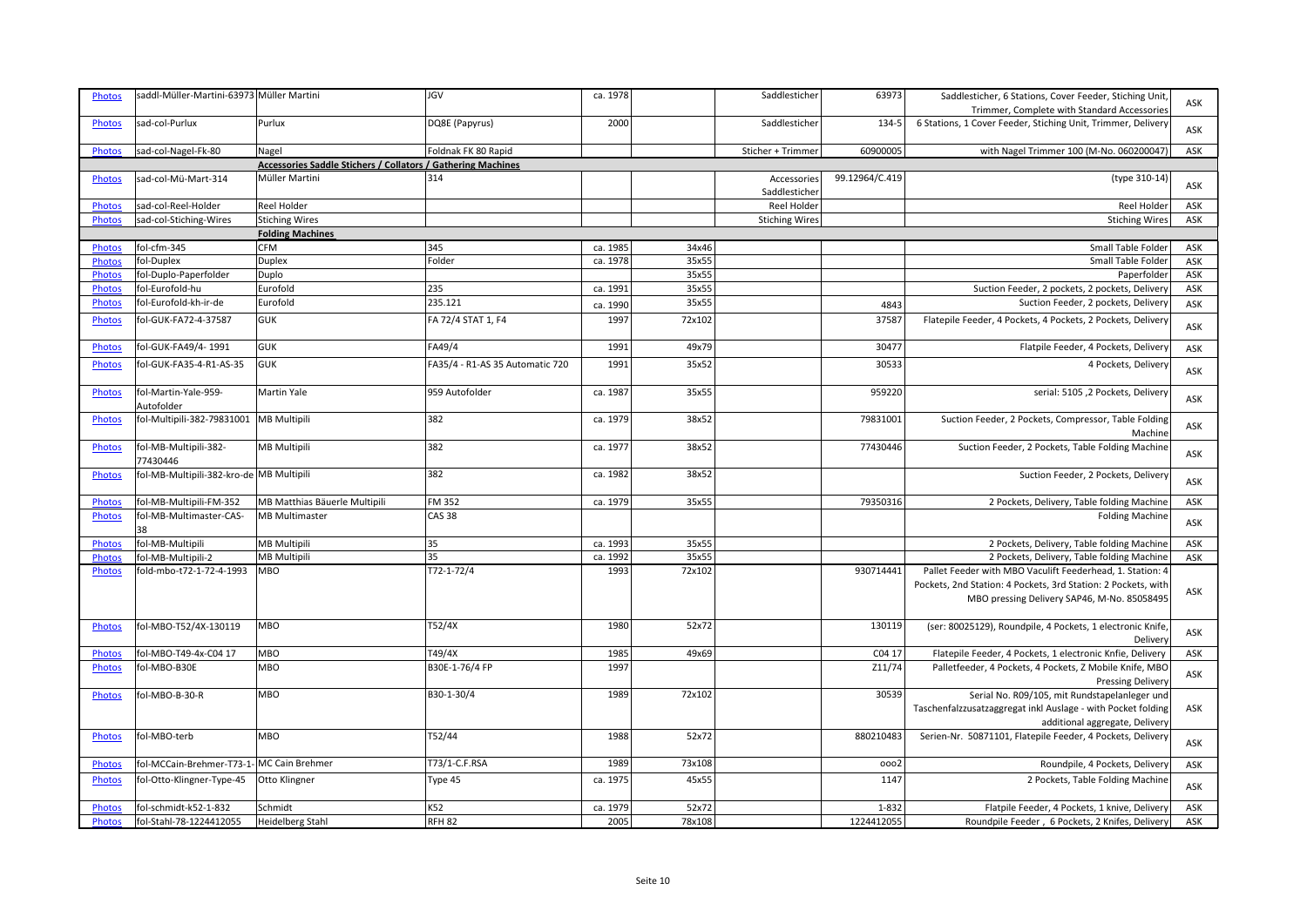| | | | | | | | | | |
|---|---|---|---|---|---|---|---|---|---|
| Photos | saddl-Müller-Martini-63973 | Müller Martini | JGV | ca. 1978 | | Saddlesticher | 63973 | Saddlesticher, 6 Stations, Cover Feeder, Stiching Unit, Trimmer, Complete with Standard Accessories | ASK |
| Photos | sad-col-Purlux | Purlux | DQ8E (Papyrus) | 2000 | | Saddlesticher | 134-5 | 6 Stations, 1 Cover Feeder, Stiching Unit, Trimmer, Delivery | ASK |
| Photos | sad-col-Nagel-Fk-80 | Nagel | Foldnak FK 80 Rapid | | | Sticher + Trimmer | 60900005 | with Nagel Trimmer 100 (M-No. 060200047) | ASK |
| | | **Accessories Saddle Stichers / Collators / Gathering Machines** | | | | | | | |
| Photos | sad-col-Mü-Mart-314 | Müller Martini | 314 | | | Accessories Saddlesticher | 99.12964/C.419 | (type 310-14) | ASK |
| Photos | sad-col-Reel-Holder | Reel Holder | | | | Reel Holder | | Reel Holder | ASK |
| Photos | sad-col-Stiching-Wires | Stiching Wires | | | | Stiching Wires | | Stiching Wires | ASK |
| | | **Folding Machines** | | | | | | | |
| Photos | fol-cfm-345 | CFM | 345 | ca. 1985 | 34x46 | | | Small Table Folder | ASK |
| Photos | fol-Duplex | Duplex | Folder | ca. 1978 | 35x55 | | | Small Table Folder | ASK |
| Photos | fol-Duplo-Paperfolder | Duplo | | | 35x55 | | | Paperfolder | ASK |
| Photos | fol-Eurofold-hu | Eurofold | 235 | ca. 1991 | 35x55 | | | Suction Feeder, 2 pockets, 2 pockets, Delivery | ASK |
| Photos | fol-Eurofold-kh-ir-de | Eurofold | 235.121 | ca. 1990 | 35x55 | | 4843 | Suction Feeder, 2 pockets, Delivery | ASK |
| Photos | fol-GUK-FA72-4-37587 | GUK | FA 72/4 STAT 1, F4 | 1997 | 72x102 | | 37587 | Flatepile Feeder, 4 Pockets, 4 Pockets, 2 Pockets, Delivery | ASK |
| Photos | fol-GUK-FA49/4- 1991 | GUK | FA49/4 | 1991 | 49x79 | | 30477 | Flatpile Feeder, 4 Pockets, Delivery | ASK |
| Photos | fol-GUK-FA35-4-R1-AS-35 | GUK | FA35/4 - R1-AS 35 Automatic 720 | 1991 | 35x52 | | 30533 | 4 Pockets, Delivery | ASK |
| Photos | fol-Martin-Yale-959-Autofolder | Martin Yale | 959 Autofolder | ca. 1987 | 35x55 | | 959220 | serial: 5105 ,2 Pockets, Delivery | ASK |
| Photos | fol-Multipili-382-79831001 | MB Multipili | 382 | ca. 1979 | 38x52 | | 79831001 | Suction Feeder, 2 Pockets, Compressor, Table Folding Machine | ASK |
| Photos | fol-MB-Multipili-382-77430446 | MB Multipili | 382 | ca. 1977 | 38x52 | | 77430446 | Suction Feeder, 2 Pockets, Table Folding Machine | ASK |
| Photos | fol-MB-Multipili-382-kro-de | MB Multipili | 382 | ca. 1982 | 38x52 | | | Suction Feeder, 2 Pockets, Delivery | ASK |
| Photos | fol-MB-Multipili-FM-352 | MB Matthias Bäuerle Multipili | FM 352 | ca. 1979 | 35x55 | | 79350316 | 2 Pockets, Delivery, Table folding Machine | ASK |
| Photos | fol-MB-Multimaster-CAS-38 | MB Multimaster | CAS 38 | | | | | Folding Machine | ASK |
| Photos | fol-MB-Multipili | MB Multipili | 35 | ca. 1993 | 35x55 | | | 2 Pockets, Delivery, Table folding Machine | ASK |
| Photos | fol-MB-Multipili-2 | MB Multipili | 35 | ca. 1992 | 35x55 | | | 2 Pockets, Delivery, Table folding Machine | ASK |
| Photos | fold-mbo-t72-1-72-4-1993 | MBO | T72-1-72/4 | 1993 | 72x102 | | 930714441 | Pallet Feeder with MBO Vaculift Feederhead, 1. Station: 4 Pockets, 2nd Station: 4 Pockets, 3rd Station: 2 Pockets, with MBO pressing Delivery SAP46, M-No. 85058495 | ASK |
| Photos | fol-MBO-T52/4X-130119 | MBO | T52/4X | 1980 | 52x72 | | 130119 | (ser: 80025129), Roundpile, 4 Pockets, 1 electronic Knife, Delivery | ASK |
| Photos | fol-MBO-T49-4x-C04 17 | MBO | T49/4X | 1985 | 49x69 | | C04 17 | Flatepile Feeder, 4 Pockets, 1 electronic Knfie, Delivery | ASK |
| Photos | fol-MBO-B30E | MBO | B30E-1-76/4 FP | 1997 | | | Z11/74 | Palletfeeder, 4 Pockets, 4 Pockets, Z Mobile Knife, MBO Pressing Delivery | ASK |
| Photos | fol-MBO-B-30-R | MBO | B30-1-30/4 | 1989 | 72x102 | | 30539 | Serial No. R09/105, mit Rundstapelanleger und Taschenfalzzusatzaggregat inkl Auslage - with Pocket folding additional aggregate, Delivery | ASK |
| Photos | fol-MBO-terb | MBO | T52/44 | 1988 | 52x72 | | 880210483 | Serien-Nr. 50871101, Flatepile Feeder, 4 Pockets, Delivery | ASK |
| Photos | fol-MCCain-Brehmer-T73-1- | MC Cain Brehmer | T73/1-C.F.RSA | 1989 | 73x108 | | ooo2 | Roundpile, 4 Pockets, Delivery | ASK |
| Photos | fol-Otto-Klingner-Type-45 | Otto Klingner | Type 45 | ca. 1975 | 45x55 | | 1147 | 2 Pockets, Table Folding Machine | ASK |
| Photos | fol-schmidt-k52-1-832 | Schmidt | K52 | ca. 1979 | 52x72 | | 1-832 | Flatpile Feeder, 4 Pockets, 1 knive, Delivery | ASK |
| Photos | fol-Stahl-78-1224412055 | Heidelberg Stahl | RFH 82 | 2005 | 78x108 | | 1224412055 | Roundpile Feeder , 6 Pockets, 2 Knifes, Delivery | ASK |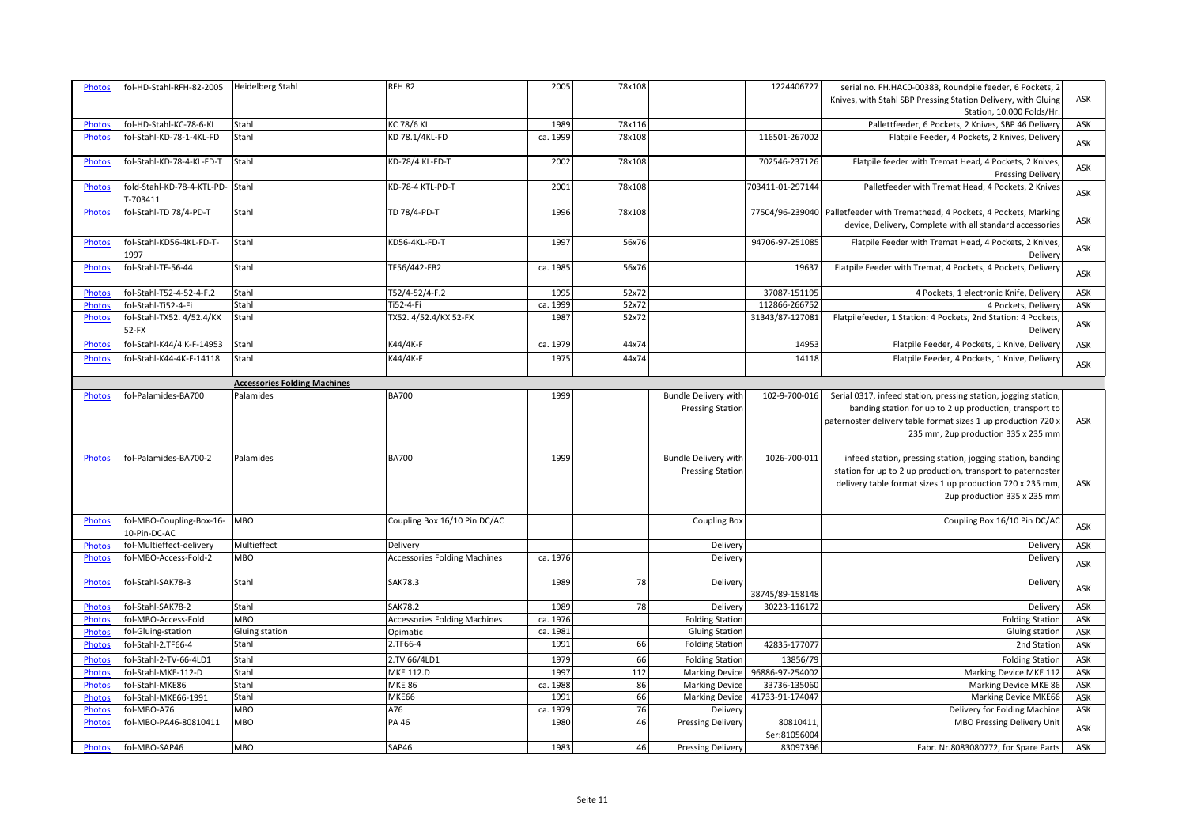| | | | | | | | | | |
|---|---|---|---|---|---|---|---|---|---|
| Photos | fol-HD-Stahl-RFH-82-2005 | Heidelberg Stahl | RFH 82 | 2005 | 78x108 | | 1224406727 | serial no. FH.HAC0-00383, Roundpile feeder, 6 Pockets, 2 Knives, with Stahl SBP Pressing Station Delivery, with Gluing Station, 10.000 Folds/Hr. | ASK |
| Photos | fol-HD-Stahl-KC-78-6-KL | Stahl | KC 78/6 KL | 1989 | 78x116 | | | Pallettfeeder, 6 Pockets, 2 Knives, SBP 46 Delivery | ASK |
| Photos | fol-Stahl-KD-78-1-4KL-FD | Stahl | KD 78.1/4KL-FD | ca. 1999 | 78x108 | | 116501-267002 | Flatpile Feeder, 4 Pockets, 2 Knives, Delivery | ASK |
| Photos | fol-Stahl-KD-78-4-KL-FD-T | Stahl | KD-78/4 KL-FD-T | 2002 | 78x108 | | 702546-237126 | Flatpile feeder with Tremat Head, 4 Pockets, 2 Knives, Pressing Delivery | ASK |
| Photos | fold-Stahl-KD-78-4-KTL-PD-T-703411 | Stahl | KD-78-4 KTL-PD-T | 2001 | 78x108 | | 703411-01-297144 | Palletfeeder with Tremat Head, 4 Pockets, 2 Knives | ASK |
| Photos | fol-Stahl-TD 78/4-PD-T | Stahl | TD 78/4-PD-T | 1996 | 78x108 | | 77504/96-239040 | Palletfeeder with Tremathead, 4 Pockets, 4 Pockets, Marking device, Delivery, Complete with all standard accessories | ASK |
| Photos | fol-Stahl-KD56-4KL-FD-T-1997 | Stahl | KD56-4KL-FD-T | 1997 | 56x76 | | 94706-97-251085 | Flatpile Feeder with Tremat Head, 4 Pockets, 2 Knives, Delivery | ASK |
| Photos | fol-Stahl-TF-56-44 | Stahl | TF56/442-FB2 | ca. 1985 | 56x76 | | 19637 | Flatpile Feeder with Tremat, 4 Pockets, 4 Pockets, Delivery | ASK |
| Photos | fol-Stahl-T52-4-52-4-F.2 | Stahl | T52/4-52/4-F.2 | 1995 | 52x72 | | 37087-151195 | 4 Pockets, 1 electronic Knife, Delivery | ASK |
| Photos | fol-Stahl-Ti52-4-Fi | Stahl | Ti52-4-Fi | ca. 1999 | 52x72 | | 112866-266752 | 4 Pockets, Delivery | ASK |
| Photos | fol-Stahl-TX52. 4/52.4/KX 52-FX | Stahl | TX52. 4/52.4/KX 52-FX | 1987 | 52x72 | | 31343/87-127081 | Flatpilefeeder, 1 Station: 4 Pockets, 2nd Station: 4 Pockets, Delivery | ASK |
| Photos | fol-Stahl-K44/4 K-F-14953 | Stahl | K44/4K-F | ca. 1979 | 44x74 | | 14953 | Flatpile Feeder, 4 Pockets, 1 Knive, Delivery | ASK |
| Photos | fol-Stahl-K44-4K-F-14118 | Stahl | K44/4K-F | 1975 | 44x74 | | 14118 | Flatpile Feeder, 4 Pockets, 1 Knive, Delivery | ASK |
| | | **Accessories Folding Machines** | | | | | | | |
| Photos | fol-Palamides-BA700 | Palamides | BA700 | 1999 | | Bundle Delivery with Pressing Station | 102-9-700-016 | Serial 0317, infeed station, pressing station, jogging station, banding station for up to 2 up production, transport to paternoster delivery table format sizes 1 up production 720 x 235 mm, 2up production 335 x 235 mm | ASK |
| Photos | fol-Palamides-BA700-2 | Palamides | BA700 | 1999 | | Bundle Delivery with Pressing Station | 1026-700-011 | infeed station, pressing station, jogging station, banding station for up to 2 up production, transport to paternoster delivery table format sizes 1 up production 720 x 235 mm, 2up production 335 x 235 mm | ASK |
| Photos | fol-MBO-Coupling-Box-16-10-Pin-DC-AC | MBO | Coupling Box 16/10 Pin DC/AC | | | Coupling Box | | Coupling Box 16/10 Pin DC/AC | ASK |
| Photos | fol-Multieffect-delivery | Multieffect | Delivery | | | Delivery | | Delivery | ASK |
| Photos | fol-MBO-Access-Fold-2 | MBO | Accessories Folding Machines | ca. 1976 | | Delivery | | Delivery | ASK |
| Photos | fol-Stahl-SAK78-3 | Stahl | SAK78.3 | 1989 | 78 | Delivery | 38745/89-158148 | Delivery | ASK |
| Photos | fol-Stahl-SAK78-2 | Stahl | SAK78.2 | 1989 | 78 | Delivery | 30223-116172 | Delivery | ASK |
| Photos | fol-MBO-Access-Fold | MBO | Accessories Folding Machines | ca. 1976 | | Folding Station | | Folding Station | ASK |
| Photos | fol-Gluing-station | Gluing station | Opimatic | ca. 1981 | | Gluing Station | | Gluing station | ASK |
| Photos | fol-Stahl-2.TF66-4 | Stahl | 2.TF66-4 | 1991 | 66 | Folding Station | 42835-177077 | 2nd Station | ASK |
| Photos | fol-Stahl-2-TV-66-4LD1 | Stahl | 2.TV 66/4LD1 | 1979 | 66 | Folding Station | 13856/79 | Folding Station | ASK |
| Photos | fol-Stahl-MKE-112-D | Stahl | MKE 112.D | 1997 | 112 | Marking Device | 96886-97-254002 | Marking Device MKE 112 | ASK |
| Photos | fol-Stahl-MKE86 | Stahl | MKE 86 | ca. 1988 | 86 | Marking Device | 33736-135060 | Marking Device MKE 86 | ASK |
| Photos | fol-Stahl-MKE66-1991 | Stahl | MKE66 | 1991 | 66 | Marking Device | 41733-91-174047 | Marking Device MKE66 | ASK |
| Photos | fol-MBO-A76 | MBO | A76 | ca. 1979 | 76 | Delivery | | Delivery for Folding Machine | ASK |
| Photos | fol-MBO-PA46-80810411 | MBO | PA 46 | 1980 | 46 | Pressing Delivery | 80810411, Ser:81056004 | MBO Pressing Delivery Unit | ASK |
| Photos | fol-MBO-SAP46 | MBO | SAP46 | 1983 | 46 | Pressing Delivery | 83097396 | Fabr. Nr.8083080772, for Spare Parts | ASK |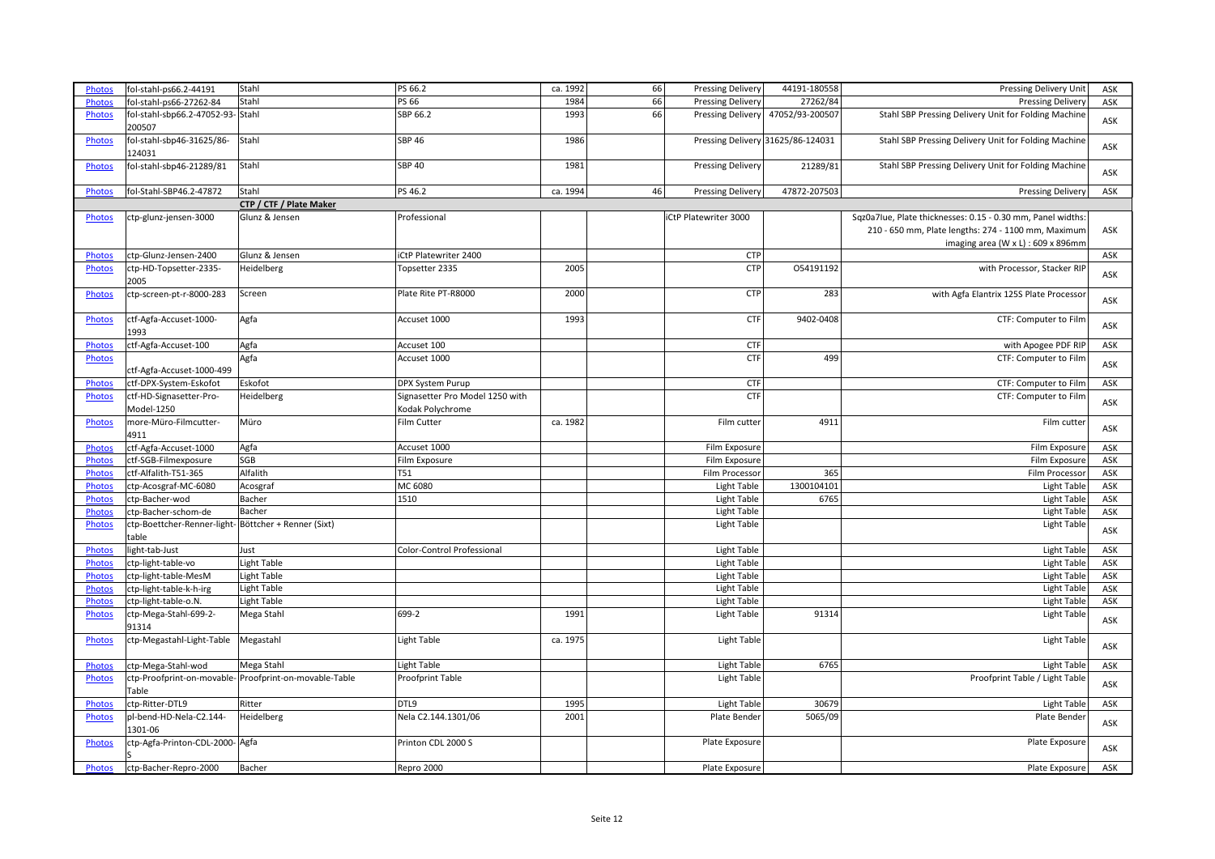| | | | | | | | | | |
|---|---|---|---|---|---|---|---|---|---|
| Photos | fol-stahl-ps66.2-44191 | Stahl | PS 66.2 | ca. 1992 | 66 | Pressing Delivery | 44191-180558 | Pressing Delivery Unit | ASK |
| Photos | fol-stahl-ps66-27262-84 | Stahl | PS 66 | 1984 | 66 | Pressing Delivery | 27262/84 | Pressing Delivery | ASK |
| Photos | fol-stahl-sbp66.2-47052-93-200507 | Stahl | SBP 66.2 | 1993 | 66 | Pressing Delivery | 47052/93-200507 | Stahl SBP Pressing Delivery Unit for Folding Machine | ASK |
| Photos | fol-stahl-sbp46-31625/86-124031 | Stahl | SBP 46 | 1986 | | Pressing Delivery | 31625/86-124031 | Stahl SBP Pressing Delivery Unit for Folding Machine | ASK |
| Photos | fol-stahl-sbp46-21289/81 | Stahl | SBP 40 | 1981 | | Pressing Delivery | 21289/81 | Stahl SBP Pressing Delivery Unit for Folding Machine | ASK |
| Photos | fol-Stahl-SBP46.2-47872 | Stahl | PS 46.2 | ca. 1994 | 46 | Pressing Delivery | 47872-207503 | Pressing Delivery | ASK |
| | | CTP / CTF / Plate Maker | | | | | | | |
| Photos | ctp-glunz-jensen-3000 | Glunz & Jensen | Professional | | | iCtP Platewriter 3000 | | Sqz0a7lue, Plate thicknesses: 0.15 - 0.30 mm, Panel widths: 210 - 650 mm, Plate lengths: 274 - 1100 mm, Maximum imaging area (W x L) : 609 x 896mm | ASK |
| Photos | ctp-Glunz-Jensen-2400 | Glunz & Jensen | iCtP Platewriter 2400 | | | CTP | | | ASK |
| Photos | ctp-HD-Topsetter-2335-2005 | Heidelberg | Topsetter 2335 | 2005 | | CTP | O54191192 | with Processor, Stacker RIP | ASK |
| Photos | ctp-screen-pt-r-8000-283 | Screen | Plate Rite PT-R8000 | 2000 | | CTP | 283 | with Agfa Elantrix 125S Plate Processor | ASK |
| Photos | ctf-Agfa-Accuset-1000-1993 | Agfa | Accuset 1000 | 1993 | | CTF | 9402-0408 | CTF: Computer to Film | ASK |
| Photos | ctf-Agfa-Accuset-100 | Agfa | Accuset 100 | | | CTF | | with Apogee PDF RIP | ASK |
| Photos | ctf-Agfa-Accuset-1000-499 | Agfa | Accuset 1000 | | | CTF | 499 | CTF: Computer to Film | ASK |
| Photos | ctf-DPX-System-Eskofot | Eskofot | DPX System Purup | | | CTF | | CTF: Computer to Film | ASK |
| Photos | ctf-HD-Signasetter-Pro-Model-1250 | Heidelberg | Signasetter Pro Model 1250 with Kodak Polychrome | | | CTF | | CTF: Computer to Film | ASK |
| Photos | more-Müro-Filmcutter-4911 | Müro | Film Cutter | ca. 1982 | | Film cutter | 4911 | Film cutter | ASK |
| Photos | ctf-Agfa-Accuset-1000 | Agfa | Accuset 1000 | | | Film Exposure | | Film Exposure | ASK |
| Photos | ctf-SGB-Filmexposure | SGB | Film Exposure | | | Film Exposure | | Film Exposure | ASK |
| Photos | ctf-Alfalith-T51-365 | Alfalith | T51 | | | Film Processor | 365 | Film Processor | ASK |
| Photos | ctp-Acosgraf-MC-6080 | Acosgraf | MC 6080 | | | Light Table | 1300104101 | Light Table | ASK |
| Photos | ctp-Bacher-wod | Bacher | 1510 | | | Light Table | 6765 | Light Table | ASK |
| Photos | ctp-Bacher-schom-de | Bacher | | | | Light Table | | Light Table | ASK |
| Photos | ctp-Boettcher-Renner-light-table | Böttcher + Renner (Sixt) | | | | Light Table | | Light Table | ASK |
| Photos | light-tab-Just | Just | Color-Control Professional | | | Light Table | | Light Table | ASK |
| Photos | ctp-light-table-vo | Light Table | | | | Light Table | | Light Table | ASK |
| Photos | ctp-light-table-MesM | Light Table | | | | Light Table | | Light Table | ASK |
| Photos | ctp-light-table-k-h-irg | Light Table | | | | Light Table | | Light Table | ASK |
| Photos | ctp-light-table-o.N. | Light Table | | | | Light Table | | Light Table | ASK |
| Photos | ctp-Mega-Stahl-699-2-91314 | Mega Stahl | 699-2 | 1991 | | Light Table | 91314 | Light Table | ASK |
| Photos | ctp-Megastahl-Light-Table | Megastahl | Light Table | ca. 1975 | | Light Table | | Light Table | ASK |
| Photos | ctp-Mega-Stahl-wod | Mega Stahl | Light Table | | | Light Table | 6765 | Light Table | ASK |
| Photos | ctp-Proofprint-on-movable-Table | Proofprint-on-movable-Table | Proofprint Table | | | Light Table | | Proofprint Table / Light Table | ASK |
| Photos | ctp-Ritter-DTL9 | Ritter | DTL9 | 1995 | | Light Table | 30679 | Light Table | ASK |
| Photos | pl-bend-HD-Nela-C2.144-1301-06 | Heidelberg | Nela C2.144.1301/06 | 2001 | | Plate Bender | 5065/09 | Plate Bender | ASK |
| Photos | ctp-Agfa-Printon-CDL-2000-S | Agfa | Printon CDL 2000 S | | | Plate Exposure | | Plate Exposure | ASK |
| Photos | ctp-Bacher-Repro-2000 | Bacher | Repro 2000 | | | Plate Exposure | | Plate Exposure | ASK |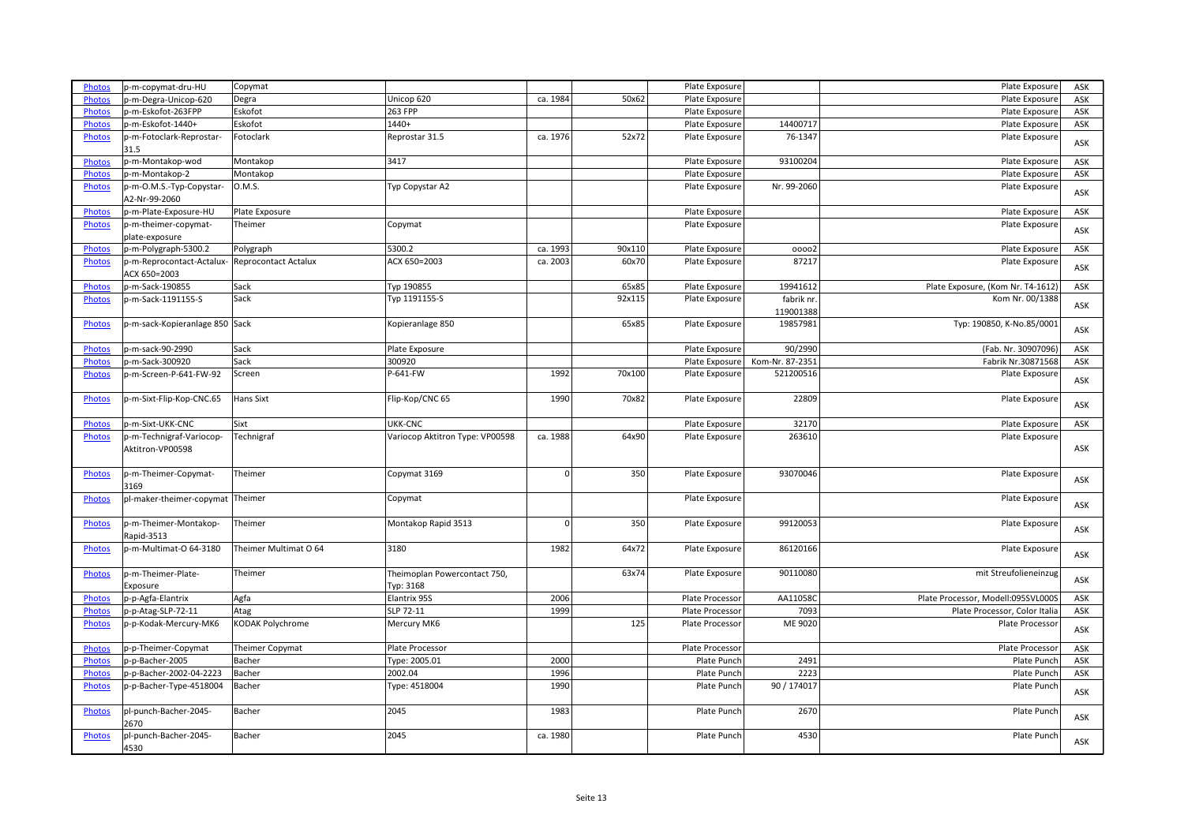| Photos | p-m-copymat-dru-HU | Copymat | | | | Plate Exposure | | Plate Exposure | ASK |
|---|---|---|---|---|---|---|---|---|---|
| Photos | p-m-Degra-Unicop-620 | Degra | Unicop 620 | ca. 1984 | 50x62 | Plate Exposure | | Plate Exposure | ASK |
| Photos | p-m-Eskofot-263FPP | Eskofot | 263 FPP | | | Plate Exposure | | Plate Exposure | ASK |
| Photos | p-m-Eskofot-1440+ | Eskofot | 1440+ | | | Plate Exposure | 14400717 | Plate Exposure | ASK |
| Photos | p-m-Fotoclark-Reprostar-31.5 | Fotoclark | Reprostar 31.5 | ca. 1976 | 52x72 | Plate Exposure | 76-1347 | Plate Exposure | ASK |
| Photos | p-m-Montakop-wod | Montakop | 3417 | | | Plate Exposure | 93100204 | Plate Exposure | ASK |
| Photos | p-m-Montakop-2 | Montakop | | | | Plate Exposure | | Plate Exposure | ASK |
| Photos | p-m-O.M.S.-Typ-Copystar-A2-Nr-99-2060 | O.M.S. | Typ Copystar A2 | | | Plate Exposure | Nr. 99-2060 | Plate Exposure | ASK |
| Photos | p-m-Plate-Exposure-HU | Plate Exposure | | | | Plate Exposure | | Plate Exposure | ASK |
| Photos | p-m-theimer-copymat-plate-exposure | Theimer | Copymat | | | Plate Exposure | | Plate Exposure | ASK |
| Photos | p-m-Polygraph-5300.2 | Polygraph | 5300.2 | ca. 1993 | 90x110 | Plate Exposure | 00002 | Plate Exposure | ASK |
| Photos | p-m-Reprocontact-Actalux-ACX 650=2003 | Reprocontact Actalux | ACX 650=2003 | ca. 2003 | 60x70 | Plate Exposure | 87217 | Plate Exposure | ASK |
| Photos | p-m-Sack-190855 | Sack | Typ 190855 | | 65x85 | Plate Exposure | 19941612 | Plate Exposure, (Kom Nr. T4-1612) | ASK |
| Photos | p-m-Sack-1191155-S | Sack | Typ 1191155-S | | 92x115 | Plate Exposure | fabrik nr. 119001388 | Kom Nr. 00/1388 | ASK |
| Photos | p-m-sack-Kopieranlage 850 | Sack | Kopieranlage 850 | | 65x85 | Plate Exposure | 19857981 | Typ: 190850, K-No.85/0001 | ASK |
| Photos | p-m-sack-90-2990 | Sack | Plate Exposure | | | Plate Exposure | 90/2990 | (Fab. Nr. 30907096) | ASK |
| Photos | p-m-Sack-300920 | Sack | 300920 | | | Plate Exposure | Kom-Nr. 87-2351 | Fabrik Nr.30871568 | ASK |
| Photos | p-m-Screen-P-641-FW-92 | Screen | P-641-FW | 1992 | 70x100 | Plate Exposure | 521200516 | Plate Exposure | ASK |
| Photos | p-m-Sixt-Flip-Kop-CNC.65 | Hans Sixt | Flip-Kop/CNC 65 | 1990 | 70x82 | Plate Exposure | 22809 | Plate Exposure | ASK |
| Photos | p-m-Sixt-UKK-CNC | Sixt | UKK-CNC | | | Plate Exposure | 32170 | Plate Exposure | ASK |
| Photos | p-m-Technigraf-Variocop-Aktitron-VP00598 | Technigraf | Variocop Aktitron Type: VP00598 | ca. 1988 | 64x90 | Plate Exposure | 263610 | Plate Exposure | ASK |
| Photos | p-m-Theimer-Copymat-3169 | Theimer | Copymat 3169 | 0 | 350 | Plate Exposure | 93070046 | Plate Exposure | ASK |
| Photos | pl-maker-theimer-copymat | Theimer | Copymat | | | Plate Exposure | | Plate Exposure | ASK |
| Photos | p-m-Theimer-Montakop-Rapid-3513 | Theimer | Montakop Rapid 3513 | 0 | 350 | Plate Exposure | 99120053 | Plate Exposure | ASK |
| Photos | p-m-Multimat-O 64-3180 | Theimer Multimat O 64 | 3180 | 1982 | 64x72 | Plate Exposure | 86120166 | Plate Exposure | ASK |
| Photos | p-m-Theimer-Plate-Exposure | Theimer | Theimoplan Powercontact 750, Typ: 3168 | | 63x74 | Plate Exposure | 90110080 | mit Streufolieneinzug | ASK |
| Photos | p-p-Agfa-Elantrix | Agfa | Elantrix 95S | 2006 | | Plate Processor | AA11058C | Plate Processor, Modell:095SVL000S | ASK |
| Photos | p-p-Atag-SLP-72-11 | Atag | SLP 72-11 | 1999 | | Plate Processor | 7093 | Plate Processor, Color Italia | ASK |
| Photos | p-p-Kodak-Mercury-MK6 | KODAK Polychrome | Mercury MK6 | | 125 | Plate Processor | ME 9020 | Plate Processor | ASK |
| Photos | p-p-Theimer-Copymat | Theimer Copymat | Plate Processor | | | Plate Processor | | Plate Processor | ASK |
| Photos | p-p-Bacher-2005 | Bacher | Type: 2005.01 | 2000 | | Plate Punch | 2491 | Plate Punch | ASK |
| Photos | p-p-Bacher-2002-04-2223 | Bacher | 2002.04 | 1996 | | Plate Punch | 2223 | Plate Punch | ASK |
| Photos | p-p-Bacher-Type-4518004 | Bacher | Type: 4518004 | 1990 | | Plate Punch | 90 / 174017 | Plate Punch | ASK |
| Photos | pl-punch-Bacher-2045-2670 | Bacher | 2045 | 1983 | | Plate Punch | 2670 | Plate Punch | ASK |
| Photos | pl-punch-Bacher-2045-4530 | Bacher | 2045 | ca. 1980 | | Plate Punch | 4530 | Plate Punch | ASK |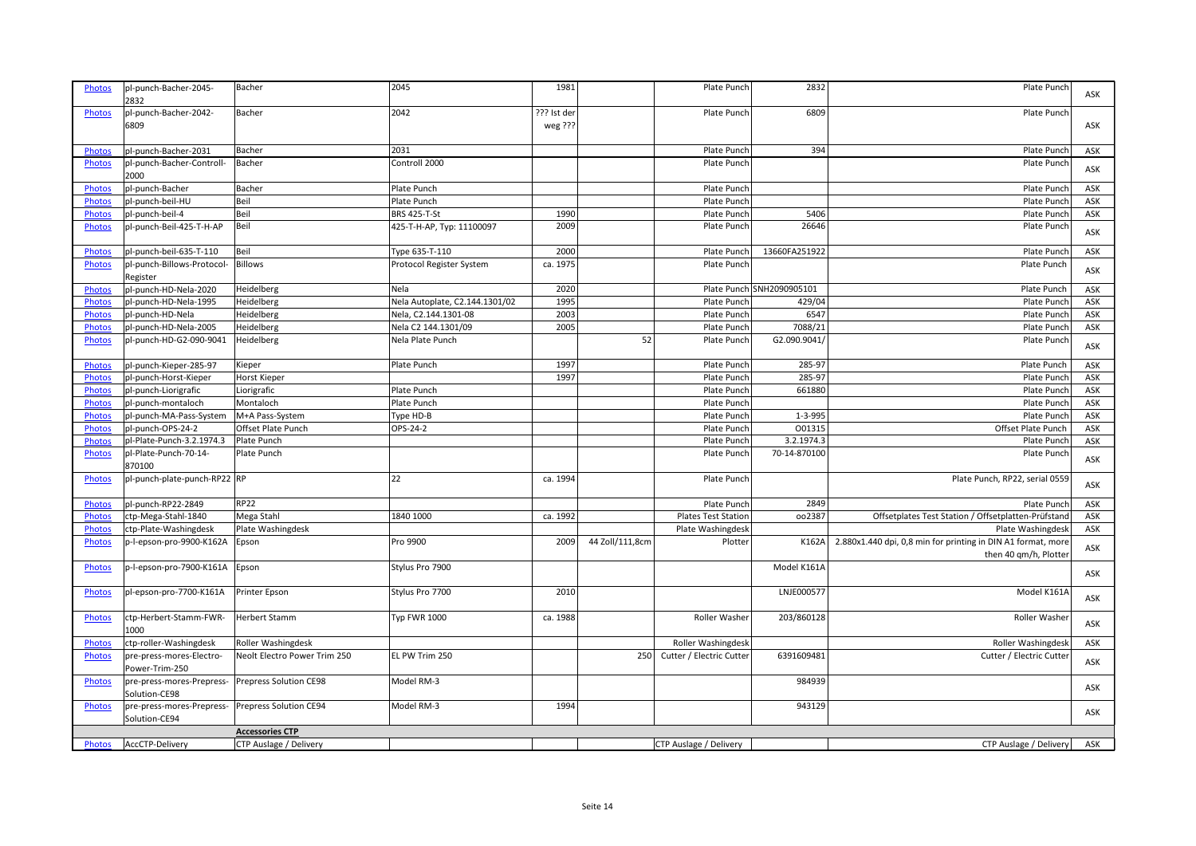| | | | | | | | | | |
|---|---|---|---|---|---|---|---|---|---|
| Photos | pl-punch-Bacher-2045-2832 | Bacher | 2045 | 1981 | | Plate Punch | 2832 | Plate Punch | ASK |
| Photos | pl-punch-Bacher-2042-6809 | Bacher | 2042 | ??? Ist der weg ??? | | Plate Punch | 6809 | Plate Punch | ASK |
| Photos | pl-punch-Bacher-2031 | Bacher | 2031 | | | Plate Punch | 394 | Plate Punch | ASK |
| Photos | pl-punch-Bacher-Controll-2000 | Bacher | Controll 2000 | | | Plate Punch | | Plate Punch | ASK |
| Photos | pl-punch-Bacher | Bacher | Plate Punch | | | Plate Punch | | Plate Punch | ASK |
| Photos | pl-punch-beil-HU | Beil | Plate Punch | | | Plate Punch | | Plate Punch | ASK |
| Photos | pl-punch-beil-4 | Beil | BRS 425-T-St | 1990 | | Plate Punch | 5406 | Plate Punch | ASK |
| Photos | pl-punch-Beil-425-T-H-AP | Beil | 425-T-H-AP, Typ: 11100097 | 2009 | | Plate Punch | 26646 | Plate Punch | ASK |
| Photos | pl-punch-beil-635-T-110 | Beil | Type 635-T-110 | 2000 | | Plate Punch | 13660FA251922 | Plate Punch | ASK |
| Photos | pl-punch-Billows-Protocol-Register | Billows | Protocol Register System | ca. 1975 | | Plate Punch | | Plate Punch | ASK |
| Photos | pl-punch-HD-Nela-2020 | Heidelberg | Nela | 2020 | | Plate Punch | SNH2090905101 | Plate Punch | ASK |
| Photos | pl-punch-HD-Nela-1995 | Heidelberg | Nela Autoplate, C2.144.1301/02 | 1995 | | Plate Punch | 429/04 | Plate Punch | ASK |
| Photos | pl-punch-HD-Nela | Heidelberg | Nela, C2.144.1301-08 | 2003 | | Plate Punch | 6547 | Plate Punch | ASK |
| Photos | pl-punch-HD-Nela-2005 | Heidelberg | Nela C2 144.1301/09 | 2005 | | Plate Punch | 7088/21 | Plate Punch | ASK |
| Photos | pl-punch-HD-G2-090-9041 | Heidelberg | Nela Plate Punch | | 52 | Plate Punch | G2.090.9041/ | Plate Punch | ASK |
| Photos | pl-punch-Kieper-285-97 | Kieper | Plate Punch | 1997 | | Plate Punch | 285-97 | Plate Punch | ASK |
| Photos | pl-punch-Horst-Kieper | Horst Kieper | | 1997 | | Plate Punch | 285-97 | Plate Punch | ASK |
| Photos | pl-punch-Liorigrafic | Liorigrafic | Plate Punch | | | Plate Punch | 661880 | Plate Punch | ASK |
| Photos | pl-punch-montaloch | Montaloch | Plate Punch | | | Plate Punch | | Plate Punch | ASK |
| Photos | pl-punch-MA-Pass-System | M+A Pass-System | Type HD-B | | | Plate Punch | 1-3-995 | Plate Punch | ASK |
| Photos | pl-punch-OPS-24-2 | Offset Plate Punch | OPS-24-2 | | | Plate Punch | O01315 | Offset Plate Punch | ASK |
| Photos | pl-Plate-Punch-3.2.1974.3 | Plate Punch | | | | Plate Punch | 3.2.1974.3 | Plate Punch | ASK |
| Photos | pl-Plate-Punch-70-14-870100 | Plate Punch | | | | Plate Punch | 70-14-870100 | Plate Punch | ASK |
| Photos | pl-punch-plate-punch-RP22 | RP | 22 | ca. 1994 | | Plate Punch | | Plate Punch, RP22, serial 0559 | ASK |
| Photos | pl-punch-RP22-2849 | RP22 | | | | Plate Punch | 2849 | Plate Punch | ASK |
| Photos | ctp-Mega-Stahl-1840 | Mega Stahl | 1840 1000 | ca. 1992 | | Plates Test Station | oo2387 | Offsetplates Test Station / Offsetplatten-Prüfstand | ASK |
| Photos | ctp-Plate-Washingdesk | Plate Washingdesk | | | | Plate Washingdesk | | Plate Washingdesk | ASK |
| Photos | p-l-epson-pro-9900-K162A | Epson | Pro 9900 | 2009 | 44 Zoll/111,8cm | Plotter | K162A | 2.880x1.440 dpi, 0,8 min for printing in DIN A1 format, more then 40 qm/h, Plotter | ASK |
| Photos | p-l-epson-pro-7900-K161A | Epson | Stylus Pro 7900 | | | | Model K161A | | ASK |
| Photos | pl-epson-pro-7700-K161A | Printer Epson | Stylus Pro 7700 | 2010 | | | LNJE000577 | Model K161A | ASK |
| Photos | ctp-Herbert-Stamm-FWR-1000 | Herbert Stamm | Typ FWR 1000 | ca. 1988 | | Roller Washer | 203/860128 | Roller Washer | ASK |
| Photos | ctp-roller-Washingdesk | Roller Washingdesk | | | | Roller Washingdesk | | Roller Washingdesk | ASK |
| Photos | pre-press-mores-Electro-Power-Trim-250 | Neolt Electro Power Trim 250 | EL PW Trim 250 | | 250 | Cutter / Electric Cutter | 6391609481 | Cutter / Electric Cutter | ASK |
| Photos | pre-press-mores-Prepress-Solution-CE98 | Prepress Solution CE98 | Model RM-3 | | | | 984939 | | ASK |
| Photos | pre-press-mores-Prepress-Solution-CE94 | Prepress Solution CE94 | Model RM-3 | 1994 | | | 943129 | | ASK |
| | | **Accessories CTP** | | | | | | | |
| Photos | AccCTP-Delivery | CTP Auslage / Delivery | | | | CTP Auslage / Delivery | | CTP Auslage / Delivery | ASK |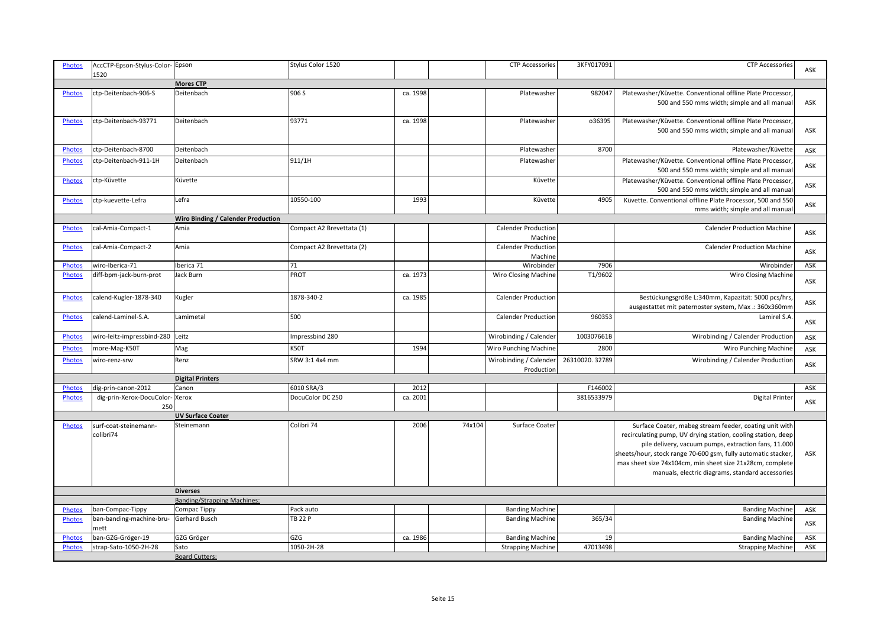| | | | | | | | | | |
|---|---|---|---|---|---|---|---|---|---|
| Photos | AccCTP-Epson-Stylus-Color-1520 | Epson | Stylus Color 1520 | | | CTP Accessories | 3KFY017091 | CTP Accessories | ASK |
| | | **Mores CTP** | | | | | | | |
| Photos | ctp-Deitenbach-906-S | Deitenbach | 906 S | ca. 1998 | | Platewasher | 982047 | Platewasher/Küvette. Conventional offline Plate Processor, 500 and 550 mms width; simple and all manual | ASK |
| Photos | ctp-Deitenbach-93771 | Deitenbach | 93771 | ca. 1998 | | Platewasher | o36395 | Platewasher/Küvette. Conventional offline Plate Processor, 500 and 550 mms width; simple and all manual | ASK |
| Photos | ctp-Deitenbach-8700 | Deitenbach | | | | Platewasher | 8700 | Platewasher/Küvette | ASK |
| Photos | ctp-Deitenbach-911-1H | Deitenbach | 911/1H | | | Platewasher | | Platewasher/Küvette. Conventional offline Plate Processor, 500 and 550 mms width; simple and all manual | ASK |
| Photos | ctp-Küvette | Küvette | | | | Küvette | | Platewasher/Küvette. Conventional offline Plate Processor, 500 and 550 mms width; simple and all manual | ASK |
| Photos | ctp-kuevette-Lefra | Lefra | 10550-100 | 1993 | | Küvette | 4905 | Küvette. Conventional offline Plate Processor, 500 and 550 mms width; simple and all manual | ASK |
| | | **Wiro Binding / Calender Production** | | | | | | | |
| Photos | cal-Amia-Compact-1 | Amia | Compact A2 Brevettata (1) | | | Calender Production Machine | | Calender Production Machine | ASK |
| Photos | cal-Amia-Compact-2 | Amia | Compact A2 Brevettata (2) | | | Calender Production Machine | | Calender Production Machine | ASK |
| Photos | wiro-Iberica-71 | Iberica 71 | 71 | | | Wirobinder | 7906 | Wirobinder | ASK |
| Photos | diff-bpm-jack-burn-prot | Jack Burn | PROT | ca. 1973 | | Wiro Closing Machine | T1/9602 | Wiro Closing Machine | ASK |
| Photos | calend-Kugler-1878-340 | Kugler | 1878-340-2 | ca. 1985 | | Calender Production | | Bestückungsgröße L:340mm, Kapazität: 5000 pcs/hrs, ausgestattet mit paternoster system, Max .: 360x360mm | ASK |
| Photos | calend-Laminel-S.A. | Lamimetal | 500 | | | Calender Production | 960353 | Lamirel S.A. | ASK |
| Photos | wiro-leitz-impressbind-280 | Leitz | Impressbind 280 | | | Wirobinding / Calender | 100307661B | Wirobinding / Calender Production | ASK |
| Photos | more-Mag-K50T | Mag | K50T | 1994 | | Wiro Punching Machine | 2800 | Wiro Punching Machine | ASK |
| Photos | wiro-renz-srw | Renz | SRW 3:1 4x4 mm | | | Wirobinding / Calender Production | 26310020. 32789 | Wirobinding / Calender Production | ASK |
| | | **Digital Printers** | | | | | | | |
| Photos | dig-prin-canon-2012 | Canon | 6010 SRA/3 | 2012 | | | F146002 | | ASK |
| Photos | dig-prin-Xerox-DocuColor-250 | Xerox | DocuColor DC 250 | ca. 2001 | | | 3816533979 | Digital Printer | ASK |
| | | **UV Surface Coater** | | | | | | | |
| Photos | surf-coat-steinemann-colibri74 | Steinemann | Colibri 74 | 2006 | 74x104 | Surface Coater | | Surface Coater, mabeg stream feeder, coating unit with recirculating pump, UV drying station, cooling station, deep pile delivery, vacuum pumps, extraction fans, 11.000 sheets/hour, stock range 70-600 gsm, fully automatic stacker, max sheet size 74x104cm, min sheet size 21x28cm, complete manuals, electric diagrams, standard accessories | ASK |
| | | **Diverses** | | | | | | | |
| | | Banding/Strapping Machines: | | | | | | | |
| Photos | ban-Compac-Tippy | Compac Tippy | Pack auto | | | Banding Machine | | Banding Machine | ASK |
| Photos | ban-banding-machine-bru-mett | Gerhard Busch | TB 22 P | | | Banding Machine | 365/34 | Banding Machine | ASK |
| Photos | ban-GZG-Gröger-19 | GZG Gröger | GZG | ca. 1986 | | Banding Machine | 19 | Banding Machine | ASK |
| Photos | strap-Sato-1050-2H-28 | Sato | 1050-2H-28 | | | Strapping Machine | 47013498 | Strapping Machine | ASK |
| | | Board Cutters: | | | | | | | |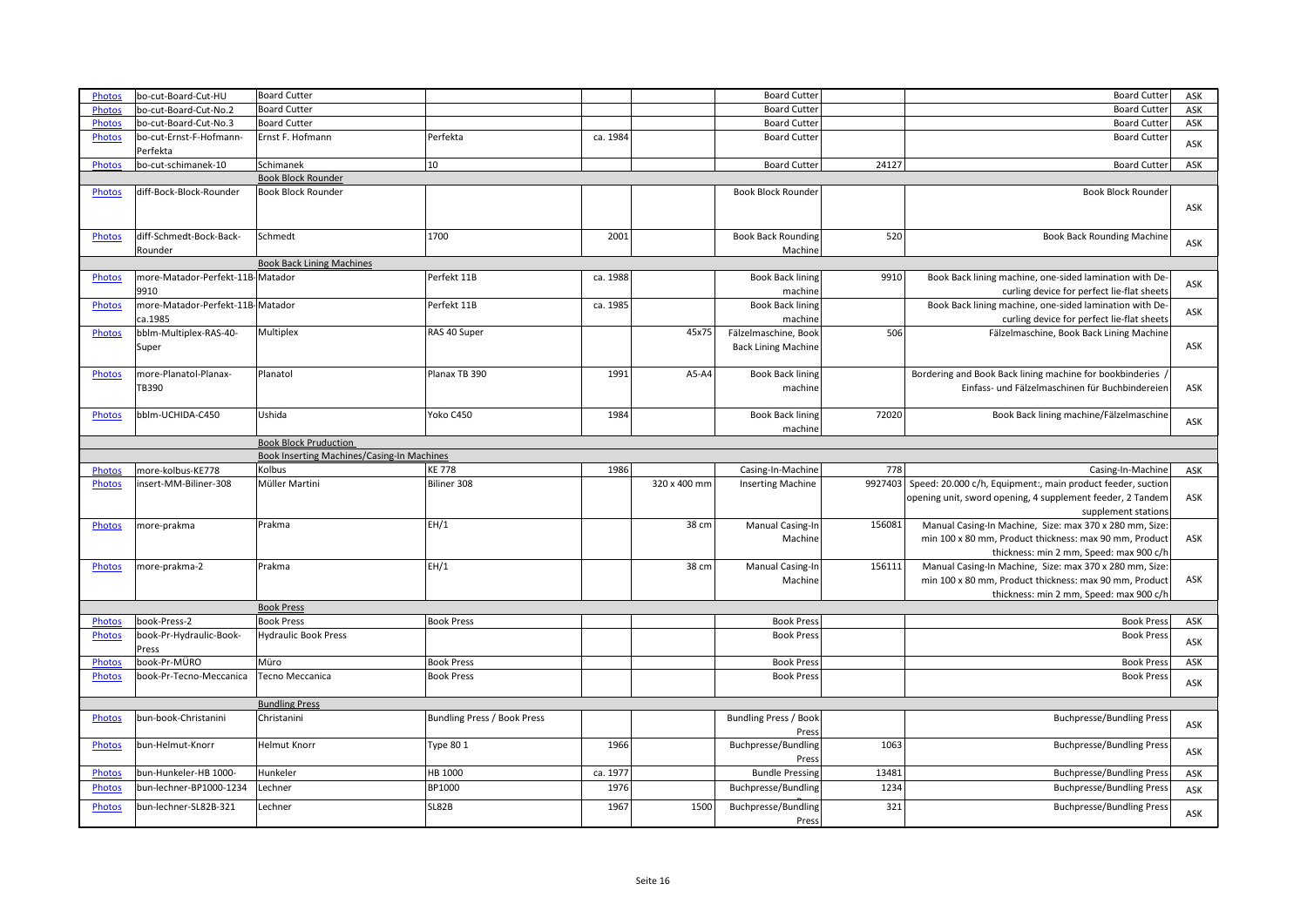| | | | | | | | | | |
|---|---|---|---|---|---|---|---|---|---|
| Photos | bo-cut-Board-Cut-HU | Board Cutter | | | | Board Cutter | | Board Cutter | ASK |
| Photos | bo-cut-Board-Cut-No.2 | Board Cutter | | | | Board Cutter | | Board Cutter | ASK |
| Photos | bo-cut-Board-Cut-No.3 | Board Cutter | | | | Board Cutter | | Board Cutter | ASK |
| Photos | bo-cut-Ernst-F-Hofmann-Perfekta | Ernst F. Hofmann | Perfekta | ca. 1984 | | Board Cutter | | Board Cutter | ASK |
| Photos | bo-cut-schimanek-10 | Schimanek | 10 | | | Board Cutter | 24127 | Board Cutter | ASK |
| | | Book Block Rounder | | | | | | | |
| Photos | diff-Bock-Block-Rounder | Book Block Rounder | | | | Book Block Rounder | | Book Block Rounder | ASK |
| Photos | diff-Schmedt-Bock-Back-Rounder | Schmedt | 1700 | 2001 | | Book Back Rounding Machine | 520 | Book Back Rounding Machine | ASK |
| | | Book Back Lining Machines | | | | | | | |
| Photos | more-Matador-Perfekt-11B-9910 | Matador | Perfekt 11B | ca. 1988 | | Book Back lining machine | 9910 | Book Back lining machine, one-sided lamination with De-curling device for perfect lie-flat sheets | ASK |
| Photos | more-Matador-Perfekt-11B-ca.1985 | Matador | Perfekt 11B | ca. 1985 | | Book Back lining machine | | Book Back lining machine, one-sided lamination with De-curling device for perfect lie-flat sheets | ASK |
| Photos | bblm-Multiplex-RAS-40-Super | Multiplex | RAS 40 Super | | 45x75 | Fälzelmaschine, Book Back Lining Machine | 506 | Fälzelmaschine, Book Back Lining Machine | ASK |
| Photos | more-Planatol-Planax-TB390 | Planatol | Planax TB 390 | 1991 | A5-A4 | Book Back lining machine | | Bordering and Book Back lining machine for bookbinderies / Einfass- und Fälzelmaschinen für Buchbindereien | ASK |
| Photos | bblm-UCHIDA-C450 | Ushida | Yoko C450 | 1984 | | Book Back lining machine | 72020 | Book Back lining machine/Fälzelmaschine | ASK |
| | | Book Block Pruduction | | | | | | | |
| | | Book Inserting Machines/Casing-In Machines | | | | | | | |
| Photos | more-kolbus-KE778 | Kolbus | KE 778 | 1986 | | Casing-In-Machine | 778 | Casing-In-Machine | ASK |
| Photos | insert-MM-Biliner-308 | Müller Martini | Biliner 308 | | 320 x 400 mm | Inserting Machine | 9927403 | Speed: 20.000 c/h, Equipment:, main product feeder, suction opening unit, sword opening, 4 supplement feeder, 2 Tandem supplement stations | ASK |
| Photos | more-prakma | Prakma | EH/1 | | 38 cm | Manual Casing-In Machine | 156081 | Manual Casing-In Machine, Size: max 370 x 280 mm, Size: min 100 x 80 mm, Product thickness: max 90 mm, Product thickness: min 2 mm, Speed: max 900 c/h | ASK |
| Photos | more-prakma-2 | Prakma | EH/1 | | 38 cm | Manual Casing-In Machine | 156111 | Manual Casing-In Machine, Size: max 370 x 280 mm, Size: min 100 x 80 mm, Product thickness: max 90 mm, Product thickness: min 2 mm, Speed: max 900 c/h | ASK |
| | | Book Press | | | | | | | |
| Photos | book-Press-2 | Book Press | Book Press | | | Book Press | | Book Press | ASK |
| Photos | book-Pr-Hydraulic-Book-Press | Hydraulic Book Press | | | | Book Press | | Book Press | ASK |
| Photos | book-Pr-MÜRO | Müro | Book Press | | | Book Press | | Book Press | ASK |
| Photos | book-Pr-Tecno-Meccanica | Tecno Meccanica | Book Press | | | Book Press | | Book Press | ASK |
| | | Bundling Press | | | | | | | |
| Photos | bun-book-Christanini | Christanini | Bundling Press / Book Press | | | Bundling Press / Book Press | | Buchpresse/Bundling Press | ASK |
| Photos | bun-Helmut-Knorr | Helmut Knorr | Type 80 1 | 1966 | | Buchpresse/Bundling Press | 1063 | Buchpresse/Bundling Press | ASK |
| Photos | bun-Hunkeler-HB 1000- | Hunkeler | HB 1000 | ca. 1977 | | Bundle Pressing | 13481 | Buchpresse/Bundling Press | ASK |
| Photos | bun-lechner-BP1000-1234 | Lechner | BP1000 | 1976 | | Buchpresse/Bundling | 1234 | Buchpresse/Bundling Press | ASK |
| Photos | bun-lechner-SL82B-321 | Lechner | SL82B | 1967 | 1500 | Buchpresse/Bundling Press | 321 | Buchpresse/Bundling Press | ASK |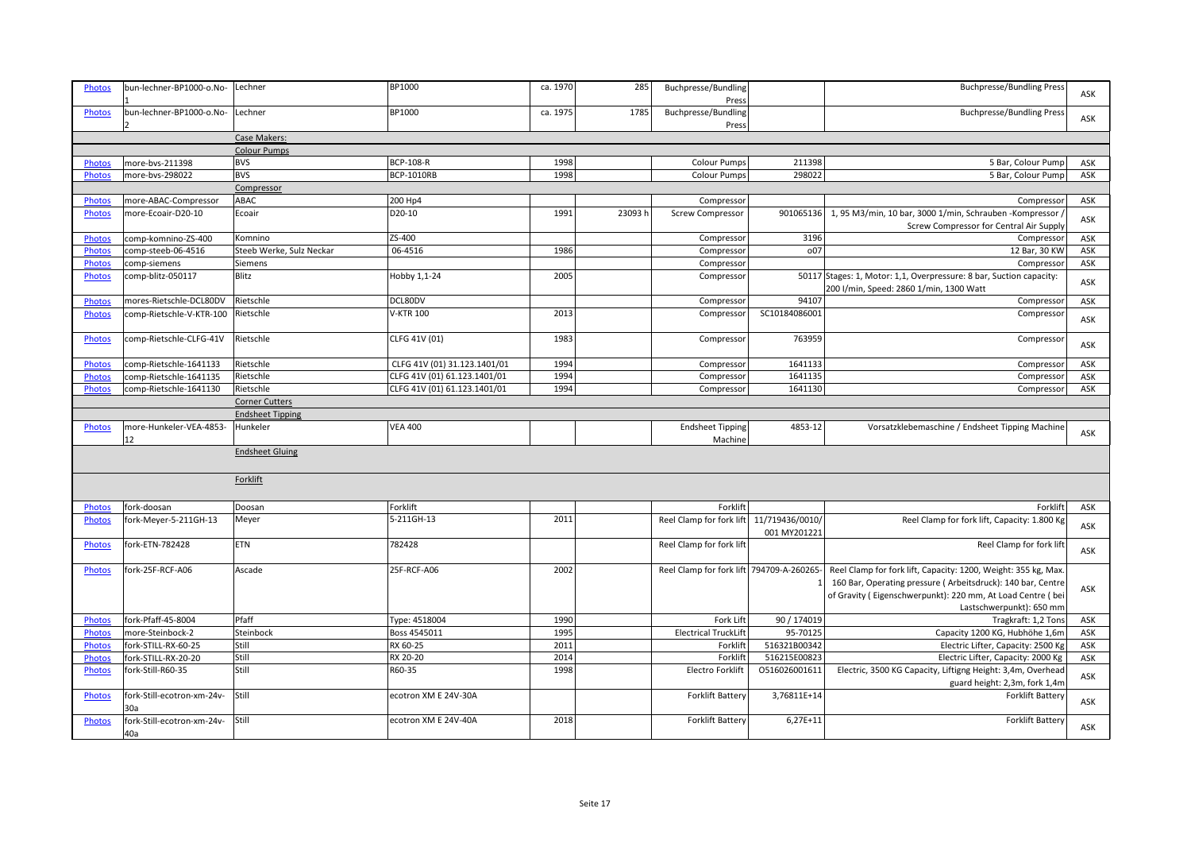| | | | | | | | | | |
|---|---|---|---|---|---|---|---|---|---|
| Photos | bun-lechner-BP1000-o.No-1 | Lechner | BP1000 | ca. 1970 | 285 | Buchpresse/Bundling Press | | Buchpresse/Bundling Press | ASK |
| Photos | bun-lechner-BP1000-o.No-2 | Lechner | BP1000 | ca. 1975 | 1785 | Buchpresse/Bundling Press | | Buchpresse/Bundling Press | ASK |
| | | Case Makers: | | | | | | | |
| | | Colour Pumps | | | | | | | |
| Photos | more-bvs-211398 | BVS | BCP-108-R | 1998 | | Colour Pumps | 211398 | 5 Bar, Colour Pump | ASK |
| Photos | more-bvs-298022 | BVS | BCP-1010RB | 1998 | | Colour Pumps | 298022 | 5 Bar, Colour Pump | ASK |
| | | Compressor | | | | | | | |
| Photos | more-ABAC-Compressor | ABAC | 200 Hp4 | | | Compressor | | Compressor | ASK |
| Photos | more-Ecoair-D20-10 | Ecoair | D20-10 | 1991 | 23093 h | Screw Compressor | 901065136 | 1, 95 M3/min, 10 bar, 3000 1/min, Schrauben -Kompressor / Screw Compressor for Central Air Supply | ASK |
| Photos | comp-komnino-ZS-400 | Komnino | ZS-400 | | | Compressor | 3196 | Compressor | ASK |
| Photos | comp-steeb-06-4516 | Steeb Werke, Sulz Neckar | 06-4516 | 1986 | | Compressor | o07 | 12 Bar, 30 KW | ASK |
| Photos | comp-siemens | Siemens | | | | Compressor | | Compressor | ASK |
| Photos | comp-blitz-050117 | Blitz | Hobby 1,1-24 | 2005 | | Compressor | 50117 | Stages: 1, Motor: 1,1, Overpressure: 8 bar, Suction capacity: 200 l/min, Speed: 2860 1/min, 1300 Watt | ASK |
| Photos | mores-Rietschle-DCL80DV | Rietschle | DCL80DV | | | Compressor | 94107 | Compressor | ASK |
| Photos | comp-Rietschle-V-KTR-100 | Rietschle | V-KTR 100 | 2013 | | Compressor | SC10184086001 | Compressor | ASK |
| Photos | comp-Rietschle-CLFG-41V | Rietschle | CLFG 41V (01) | 1983 | | Compressor | 763959 | Compressor | ASK |
| Photos | comp-Rietschle-1641133 | Rietschle | CLFG 41V (01) 31.123.1401/01 | 1994 | | Compressor | 1641133 | Compressor | ASK |
| Photos | comp-Rietschle-1641135 | Rietschle | CLFG 41V (01) 61.123.1401/01 | 1994 | | Compressor | 1641135 | Compressor | ASK |
| Photos | comp-Rietschle-1641130 | Rietschle | CLFG 41V (01) 61.123.1401/01 | 1994 | | Compressor | 1641130 | Compressor | ASK |
| | | Corner Cutters | | | | | | | |
| | | Endsheet Tipping | | | | | | | |
| Photos | more-Hunkeler-VEA-4853-12 | Hunkeler | VEA 400 | | | Endsheet Tipping Machine | 4853-12 | Vorsatzklebemaschine / Endsheet Tipping Machine | ASK |
| | | Endsheet Gluing | | | | | | | |
| | | Forklift | | | | | | | |
| Photos | fork-doosan | Doosan | Forklift | | | Forklift | | Forklift | ASK |
| Photos | fork-Meyer-5-211GH-13 | Meyer | 5-211GH-13 | 2011 | | Reel Clamp for fork lift | 11/719436/0010/ 001 MY201221 | Reel Clamp for fork lift, Capacity: 1.800 Kg | ASK |
| Photos | fork-ETN-782428 | ETN | 782428 | | | Reel Clamp for fork lift | | Reel Clamp for fork lift | ASK |
| Photos | fork-25F-RCF-A06 | Ascade | 25F-RCF-A06 | 2002 | | Reel Clamp for fork lift | 794709-A-260265-1 | Reel Clamp for fork lift, Capacity: 1200, Weight: 355 kg, Max. 160 Bar, Operating pressure ( Arbeitsdruck): 140 bar, Centre of Gravity ( Eigenschwerpunkt): 220 mm, At Load Centre ( bei Lastschwerpunkt): 650 mm | ASK |
| Photos | fork-Pfaff-45-8004 | Pfaff | Type: 4518004 | 1990 | | Fork Lift | 90 / 174019 | Tragkraft: 1,2 Tons | ASK |
| Photos | more-Steinbock-2 | Steinbock | Boss 4545011 | 1995 | | Electrical TruckLift | 95-70125 | Capacity 1200 KG, Hubhöhe 1,6m | ASK |
| Photos | fork-STILL-RX-60-25 | Still | RX 60-25 | 2011 | | Forklift | 516321B00342 | Electric Lifter, Capacity: 2500 Kg | ASK |
| Photos | fork-STILL-RX-20-20 | Still | RX 20-20 | 2014 | | Forklift | 516215E00823 | Electric Lifter, Capacity: 2000 Kg | ASK |
| Photos | fork-Still-R60-35 | Still | R60-35 | 1998 | | Electro Forklift | O516026001611 | Electric, 3500 KG Capacity, Liftigng Height: 3,4m, Overhead guard height: 2,3m, fork 1,4m | ASK |
| Photos | fork-Still-ecotron-xm-24v-30a | Still | ecotron XM E 24V-30A | | | Forklift Battery | 3,76811E+14 | Forklift Battery | ASK |
| Photos | fork-Still-ecotron-xm-24v-40a | Still | ecotron XM E 24V-40A | 2018 | | Forklift Battery | 6,27E+11 | Forklift Battery | ASK |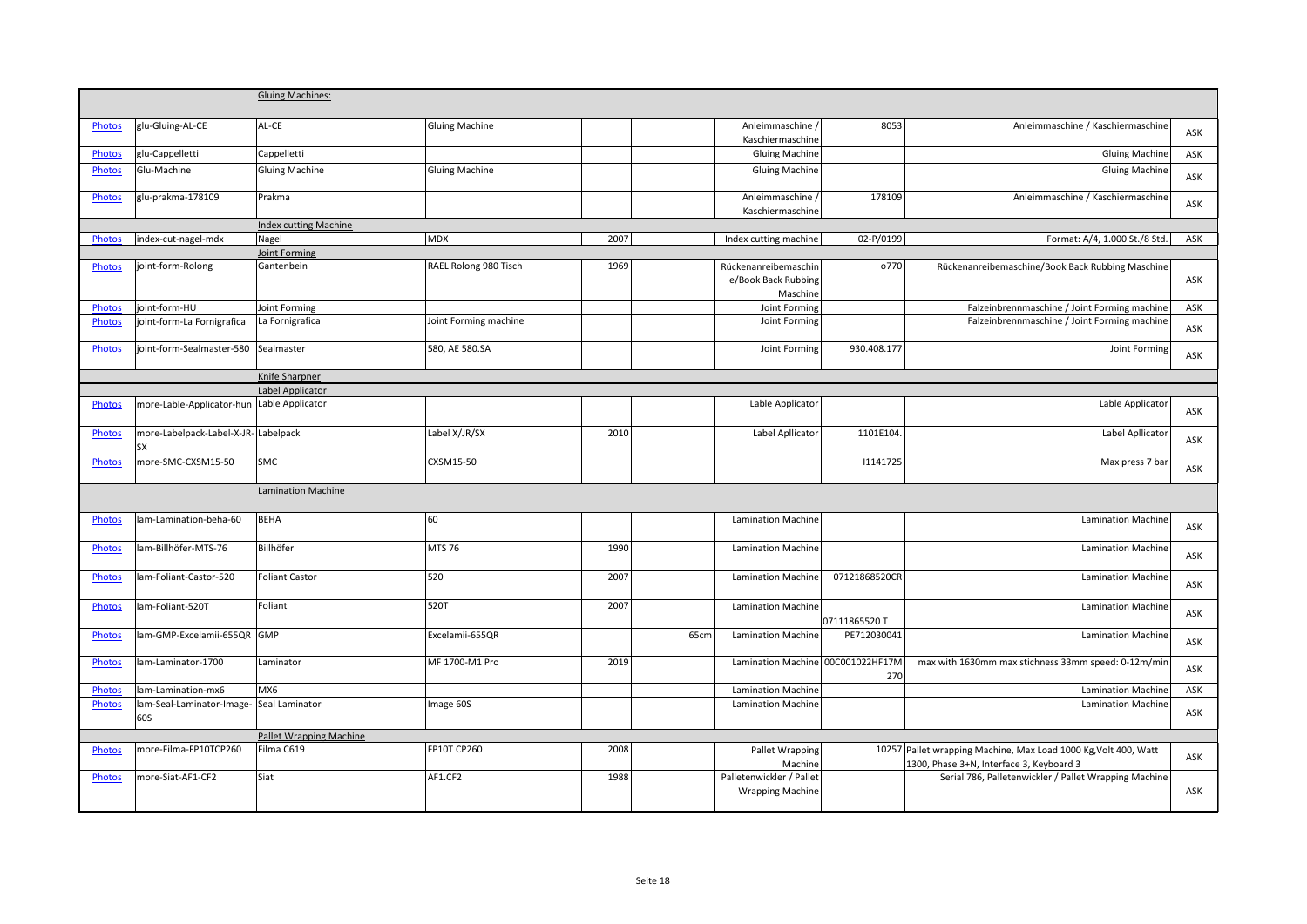| | | Gluing Machines: | | | | | | | |
|---|---|---|---|---|---|---|---|---|---|
| Photos | glu-Gluing-AL-CE | AL-CE | Gluing Machine | | | Anleimmaschine / Kaschiermaschine | 8053 | Anleimmaschine / Kaschiermaschine | ASK |
| Photos | glu-Cappelletti | Cappelletti | | | | Gluing Machine | | Gluing Machine | ASK |
| Photos | Glu-Machine | Gluing Machine | Gluing Machine | | | Gluing Machine | | Gluing Machine | ASK |
| Photos | glu-prakma-178109 | Prakma | | | | Anleimmaschine / Kaschiermaschine | 178109 | Anleimmaschine / Kaschiermaschine | ASK |
| | | Index cutting Machine | | | | | | | |
| Photos | index-cut-nagel-mdx | Nagel | MDX | 2007 | | Index cutting machine | 02-P/0199 | Format: A/4, 1.000 St./8 Std. | ASK |
| | | Joint Forming | | | | | | | |
| Photos | joint-form-Rolong | Gantenbein | RAEL Rolong 980 Tisch | 1969 | | Rückenanreibemaschine/Book Back Rubbing Maschine | o770 | Rückenanreibemaschine/Book Back Rubbing Maschine | ASK |
| Photos | joint-form-HU | Joint Forming | | | | Joint Forming | | Falzeinbrennmaschine / Joint Forming machine | ASK |
| Photos | joint-form-La Fornigrafica | La Fornigrafica | Joint Forming machine | | | Joint Forming | | Falzeinbrennmaschine / Joint Forming machine | ASK |
| Photos | joint-form-Sealmaster-580 | Sealmaster | 580, AE 580.SA | | | Joint Forming | 930.408.177 | Joint Forming | ASK |
| | | Knife Sharpner | | | | | | | |
| | | Label Applicator | | | | | | | |
| Photos | more-Lable-Applicator-hun | Lable Applicator | | | | Lable Applicator | | Lable Applicator | ASK |
| Photos | more-Labelpack-Label-X-JR-SX | Labelpack | Label X/JR/SX | 2010 | | Label Apllicator | 1101E104. | Label Apllicator | ASK |
| Photos | more-SMC-CXSM15-50 | SMC | CXSM15-50 | | | | I1141725 | Max press 7 bar | ASK |
| | | Lamination Machine | | | | | | | |
| Photos | lam-Lamination-beha-60 | BEHA | 60 | | | Lamination Machine | | Lamination Machine | ASK |
| Photos | lam-Billhöfer-MTS-76 | Billhöfer | MTS 76 | 1990 | | Lamination Machine | | Lamination Machine | ASK |
| Photos | lam-Foliant-Castor-520 | Foliant Castor | 520 | 2007 | | Lamination Machine | 07121868520CR | Lamination Machine | ASK |
| Photos | lam-Foliant-520T | Foliant | 520T | 2007 | | Lamination Machine | 07111865520 T | Lamination Machine | ASK |
| Photos | lam-GMP-Excelamii-655QR | GMP | Excelamii-655QR | | 65cm | Lamination Machine | PE712030041 | Lamination Machine | ASK |
| Photos | lam-Laminator-1700 | Laminator | MF 1700-M1 Pro | 2019 | | Lamination Machine | 00C001022HF17M270 | max with 1630mm max stichness 33mm speed: 0-12m/min | ASK |
| Photos | lam-Lamination-mx6 | MX6 | | | | Lamination Machine | | Lamination Machine | ASK |
| Photos | lam-Seal-Laminator-Image-60S | Seal Laminator | Image 60S | | | Lamination Machine | | Lamination Machine | ASK |
| | | Pallet Wrapping Machine | | | | | | | |
| Photos | more-Filma-FP10TCP260 | Filma C619 | FP10T CP260 | 2008 | | Pallet Wrapping Machine | 10257 | Pallet wrapping Machine, Max Load 1000 Kg,Volt 400, Watt 1300, Phase 3+N, Interface 3, Keyboard 3 | ASK |
| Photos | more-Siat-AF1-CF2 | Siat | AF1.CF2 | 1988 | | Palletenwickler / Pallet Wrapping Machine | | Serial 786, Palletenwickler / Pallet Wrapping Machine | ASK |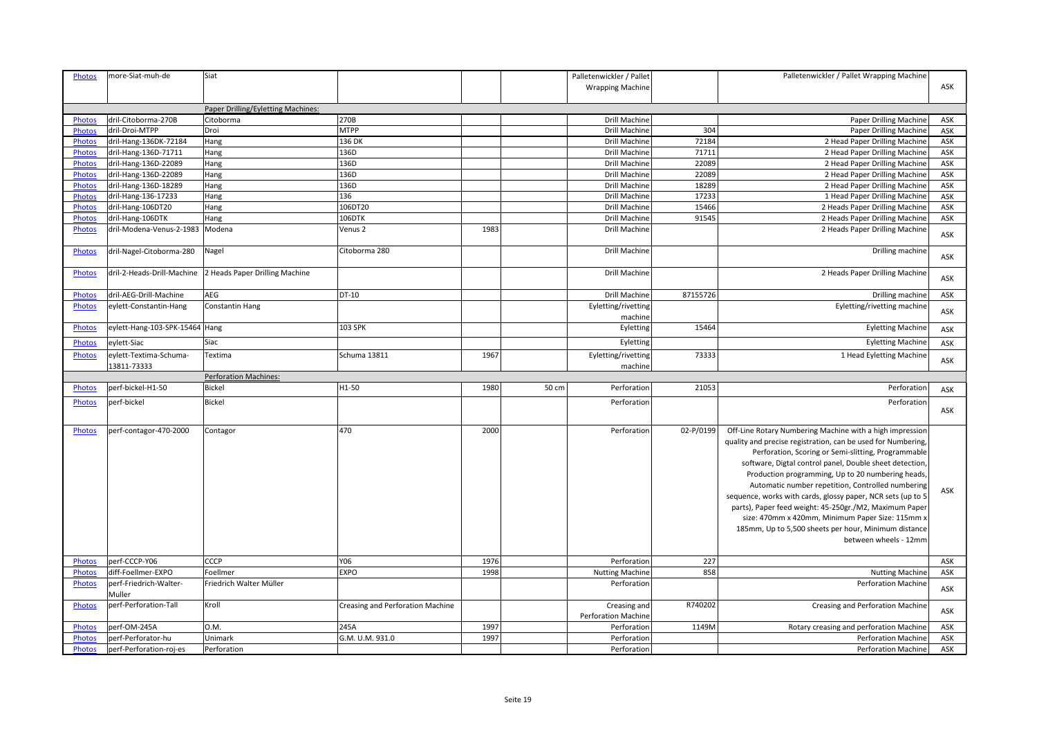| Photos | more-Siat-muh-de | Siat | | | | Palletenwickler / Pallet Wrapping Machine | | Palletenwickler / Pallet Wrapping Machine | ASK |
|---|---|---|---|---|---|---|---|---|---|
| | | Paper Drilling/Eyletting Machines: | | | | | | | |
| Photos | dril-Citoborma-270B | Citoborma | 270B | | | Drill Machine | | Paper Drilling Machine | ASK |
| Photos | dril-Droi-MTPP | Droi | MTPP | | | Drill Machine | 304 | Paper Drilling Machine | ASK |
| Photos | dril-Hang-136DK-72184 | Hang | 136 DK | | | Drill Machine | 72184 | 2 Head Paper Drilling Machine | ASK |
| Photos | dril-Hang-136D-71711 | Hang | 136D | | | Drill Machine | 71711 | 2 Head Paper Drilling Machine | ASK |
| Photos | dril-Hang-136D-22089 | Hang | 136D | | | Drill Machine | 22089 | 2 Head Paper Drilling Machine | ASK |
| Photos | dril-Hang-136D-22089 | Hang | 136D | | | Drill Machine | 22089 | 2 Head Paper Drilling Machine | ASK |
| Photos | dril-Hang-136D-18289 | Hang | 136D | | | Drill Machine | 18289 | 2 Head Paper Drilling Machine | ASK |
| Photos | dril-Hang-136-17233 | Hang | 136 | | | Drill Machine | 17233 | 1 Head Paper Drilling Machine | ASK |
| Photos | dril-Hang-106DT20 | Hang | 106DT20 | | | Drill Machine | 15466 | 2 Heads Paper Drilling Machine | ASK |
| Photos | dril-Hang-106DTK | Hang | 106DTK | | | Drill Machine | 91545 | 2 Heads Paper Drilling Machine | ASK |
| Photos | dril-Modena-Venus-2-1983 | Modena | Venus 2 | 1983 | | Drill Machine | | 2 Heads Paper Drilling Machine | ASK |
| Photos | dril-Nagel-Citoborma-280 | Nagel | Citoborma 280 | | | Drill Machine | | Drilling machine | ASK |
| Photos | dril-2-Heads-Drill-Machine | 2 Heads Paper Drilling Machine | | | | Drill Machine | | 2 Heads Paper Drilling Machine | ASK |
| Photos | dril-AEG-Drill-Machine | AEG | DT-10 | | | Drill Machine | 87155726 | Drilling machine | ASK |
| Photos | eylett-Constantin-Hang | Constantin Hang | | | | Eyletting/rivetting machine | | Eyletting/rivetting machine | ASK |
| Photos | eylett-Hang-103-SPK-15464 | Hang | 103 SPK | | | Eyletting | 15464 | Eyletting Machine | ASK |
| Photos | eylett-Siac | Siac | | | | Eyletting | | Eyletting Machine | ASK |
| Photos | eylett-Textima-Schuma-13811-73333 | Textima | Schuma 13811 | 1967 | | Eyletting/rivetting machine | 73333 | 1 Head Eyletting Machine | ASK |
| | | Perforation Machines: | | | | | | | |
| Photos | perf-bickel-H1-50 | Bickel | H1-50 | 1980 | 50 cm | Perforation | 21053 | Perforation | ASK |
| Photos | perf-bickel | Bickel | | | | Perforation | | Perforation | ASK |
| Photos | perf-contagor-470-2000 | Contagor | 470 | 2000 | | Perforation | 02-P/0199 | Off-Line Rotary Numbering Machine with a high impression quality and precise registration, can be used for Numbering, Perforation, Scoring or Semi-slitting, Programmable software, Digtal control panel, Double sheet detection, Production programming, Up to 20 numbering heads, Automatic number repetition, Controlled numbering sequence, works with cards, glossy paper, NCR sets (up to 5 parts), Paper feed weight: 45-250gr./M2, Maximum Paper size: 470mm x 420mm, Minimum Paper Size: 115mm x 185mm, Up to 5,500 sheets per hour, Minimum distance between wheels - 12mm | ASK |
| Photos | perf-CCCP-Y06 | CCCP | Y06 | 1976 | | Perforation | 227 | | ASK |
| Photos | diff-Foellmer-EXPO | Foellmer | EXPO | 1998 | | Nutting Machine | 858 | Nutting Machine | ASK |
| Photos | perf-Friedrich-Walter-Muller | Friedrich Walter Müller | | | | Perforation | | Perforation Machine | ASK |
| Photos | perf-Perforation-Tall | Kroll | Creasing and Perforation Machine | | | Creasing and Perforation Machine | R740202 | Creasing and Perforation Machine | ASK |
| Photos | perf-OM-245A | O.M. | 245A | 1997 | | Perforation | 1149M | Rotary creasing and perforation Machine | ASK |
| Photos | perf-Perforator-hu | Unimark | G.M. U.M. 931.0 | 1997 | | Perforation | | Perforation Machine | ASK |
| Photos | perf-Perforation-roj-es | Perforation | | | | Perforation | | Perforation Machine | ASK |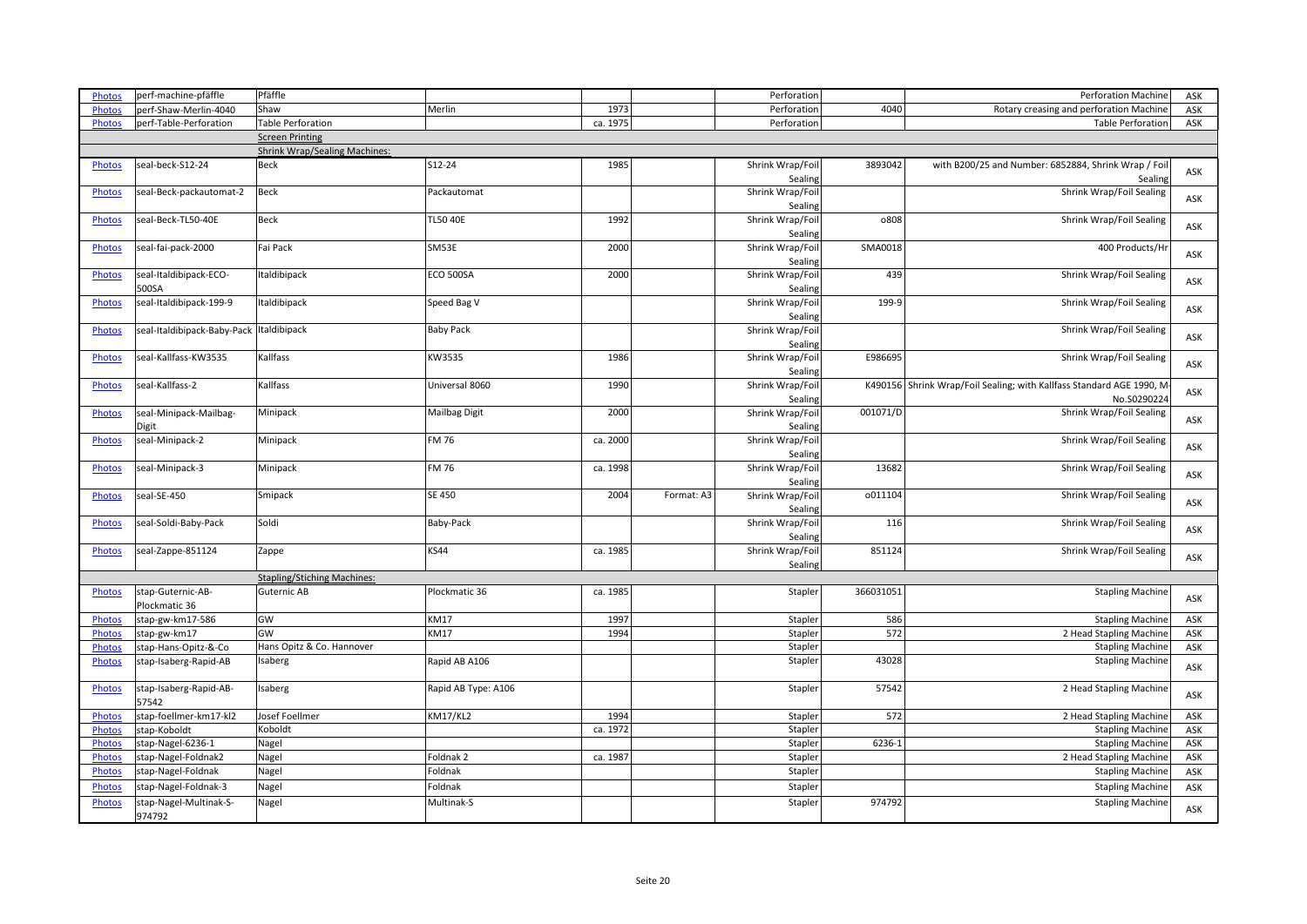| Photos | perf-machine-pfäffle | Pfäffle | | | | Perforation | | Perforation Machine | ASK |
|---|---|---|---|---|---|---|---|---|---|
| Photos | perf-Shaw-Merlin-4040 | Shaw | Merlin | 1973 | | Perforation | 4040 | Rotary creasing and perforation Machine | ASK |
| Photos | perf-Table-Perforation | Table Perforation | | ca. 1975 | | Perforation | | Table Perforation | ASK |
| | | Screen Printing | | | | | | | |
| | | Shrink Wrap/Sealing Machines: | | | | | | | |
| Photos | seal-beck-S12-24 | Beck | S12-24 | 1985 | | Shrink Wrap/Foil Sealing | 3893042 | with B200/25 and Number: 6852884, Shrink Wrap / Foil Sealing | ASK |
| Photos | seal-Beck-packautomat-2 | Beck | Packautomat | | | Shrink Wrap/Foil Sealing | | Shrink Wrap/Foil Sealing | ASK |
| Photos | seal-Beck-TL50-40E | Beck | TL50 40E | 1992 | | Shrink Wrap/Foil Sealing | o808 | Shrink Wrap/Foil Sealing | ASK |
| Photos | seal-fai-pack-2000 | Fai Pack | SM53E | 2000 | | Shrink Wrap/Foil Sealing | SMA0018 | 400 Products/Hr | ASK |
| Photos | seal-Italdibipack-ECO-500SA | Italdibipack | ECO 500SA | 2000 | | Shrink Wrap/Foil Sealing | 439 | Shrink Wrap/Foil Sealing | ASK |
| Photos | seal-Italdibipack-199-9 | Italdibipack | Speed Bag V | | | Shrink Wrap/Foil Sealing | 199-9 | Shrink Wrap/Foil Sealing | ASK |
| Photos | seal-Italdibipack-Baby-Pack | Italdibipack | Baby Pack | | | Shrink Wrap/Foil Sealing | | Shrink Wrap/Foil Sealing | ASK |
| Photos | seal-Kallfass-KW3535 | Kallfass | KW3535 | 1986 | | Shrink Wrap/Foil Sealing | E986695 | Shrink Wrap/Foil Sealing | ASK |
| Photos | seal-Kallfass-2 | Kallfass | Universal 8060 | 1990 | | Shrink Wrap/Foil Sealing | K490156 | Shrink Wrap/Foil Sealing; with Kallfass Standard AGE 1990, M-No.S0290224 | ASK |
| Photos | seal-Minipack-Mailbag-Digit | Minipack | Mailbag Digit | 2000 | | Shrink Wrap/Foil Sealing | 001071/D | Shrink Wrap/Foil Sealing | ASK |
| Photos | seal-Minipack-2 | Minipack | FM 76 | ca. 2000 | | Shrink Wrap/Foil Sealing | | Shrink Wrap/Foil Sealing | ASK |
| Photos | seal-Minipack-3 | Minipack | FM 76 | ca. 1998 | | Shrink Wrap/Foil Sealing | 13682 | Shrink Wrap/Foil Sealing | ASK |
| Photos | seal-SE-450 | Smipack | SE 450 | 2004 | Format: A3 | Shrink Wrap/Foil Sealing | o011104 | Shrink Wrap/Foil Sealing | ASK |
| Photos | seal-Soldi-Baby-Pack | Soldi | Baby-Pack | | | Shrink Wrap/Foil Sealing | 116 | Shrink Wrap/Foil Sealing | ASK |
| Photos | seal-Zappe-851124 | Zappe | KS44 | ca. 1985 | | Shrink Wrap/Foil Sealing | 851124 | Shrink Wrap/Foil Sealing | ASK |
| | | Stapling/Stiching Machines: | | | | | | | |
| Photos | stap-Guternic-AB-Plockmatic 36 | Guternic AB | Plockmatic 36 | ca. 1985 | | Stapler | 366031051 | Stapling Machine | ASK |
| Photos | stap-gw-km17-586 | GW | KM17 | 1997 | | Stapler | 586 | Stapling Machine | ASK |
| Photos | stap-gw-km17 | GW | KM17 | 1994 | | Stapler | 572 | 2 Head Stapling Machine | ASK |
| Photos | stap-Hans-Opitz-&-Co | Hans Opitz & Co. Hannover | | | | Stapler | | Stapling Machine | ASK |
| Photos | stap-Isaberg-Rapid-AB | Isaberg | Rapid AB A106 | | | Stapler | 43028 | Stapling Machine | ASK |
| Photos | stap-Isaberg-Rapid-AB-57542 | Isaberg | Rapid AB Type: A106 | | | Stapler | 57542 | 2 Head Stapling Machine | ASK |
| Photos | stap-foellmer-km17-kl2 | Josef Foellmer | KM17/KL2 | 1994 | | Stapler | 572 | 2 Head Stapling Machine | ASK |
| Photos | stap-Koboldt | Koboldt | | ca. 1972 | | Stapler | | Stapling Machine | ASK |
| Photos | stap-Nagel-6236-1 | Nagel | | | | Stapler | 6236-1 | Stapling Machine | ASK |
| Photos | stap-Nagel-Foldnak2 | Nagel | Foldnak 2 | ca. 1987 | | Stapler | | 2 Head Stapling Machine | ASK |
| Photos | stap-Nagel-Foldnak | Nagel | Foldnak | | | Stapler | | Stapling Machine | ASK |
| Photos | stap-Nagel-Foldnak-3 | Nagel | Foldnak | | | Stapler | | Stapling Machine | ASK |
| Photos | stap-Nagel-Multinak-S-974792 | Nagel | Multinak-S | | | Stapler | 974792 | Stapling Machine | ASK |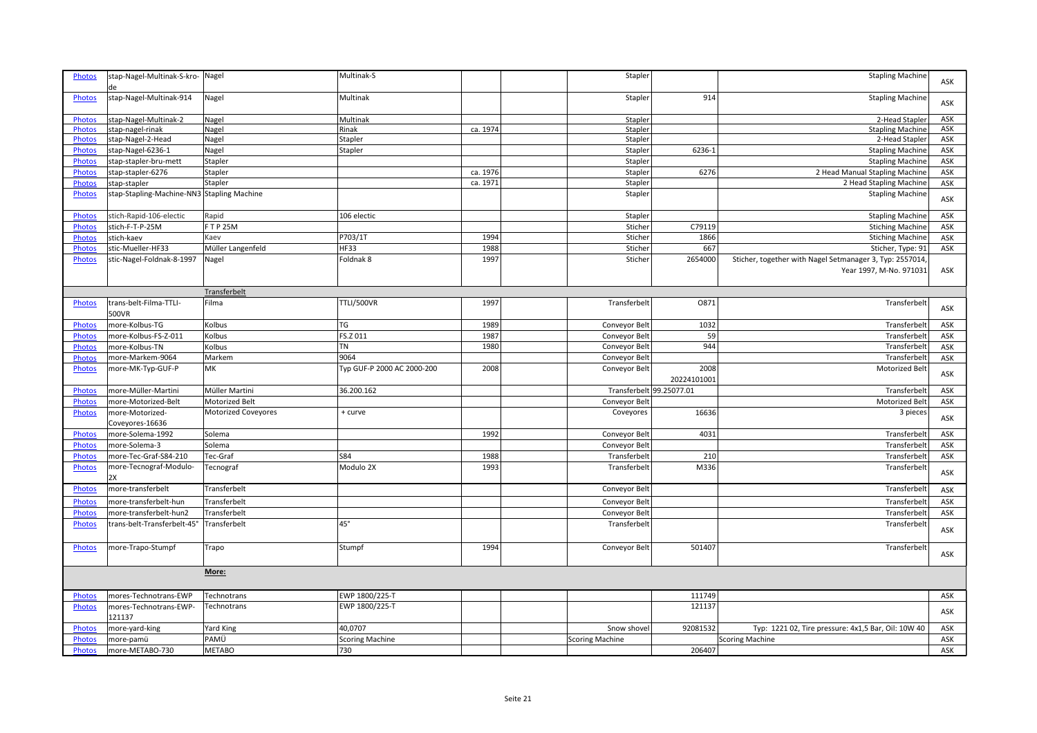| Photos | stap-Nagel-Multinak-S-kro-de | Nagel | Multinak-S | | | Stapler | | Stapling Machine | ASK |
|---|---|---|---|---|---|---|---|---|---|
| Photos | stap-Nagel-Multinak-914 | Nagel | Multinak | | | Stapler | 914 | Stapling Machine | ASK |
| Photos | stap-Nagel-Multinak-2 | Nagel | Multinak | | | Stapler | | 2-Head Stapler | ASK |
| Photos | stap-nagel-rinak | Nagel | Rinak | ca. 1974 | | Stapler | | Stapling Machine | ASK |
| Photos | stap-Nagel-2-Head | Nagel | Stapler | | | Stapler | | 2-Head Stapler | ASK |
| Photos | stap-Nagel-6236-1 | Nagel | Stapler | | | Stapler | 6236-1 | Stapling Machine | ASK |
| Photos | stap-stapler-bru-mett | Stapler | | | | Stapler | | Stapling Machine | ASK |
| Photos | stap-stapler-6276 | Stapler | | ca. 1976 | | Stapler | 6276 | 2 Head Manual Stapling Machine | ASK |
| Photos | stap-stapler | Stapler | | ca. 1971 | | Stapler | | 2 Head Stapling Machine | ASK |
| Photos | stap-Stapling-Machine-NN3 | Stapling Machine | | | | Stapler | | Stapling Machine | ASK |
| Photos | stich-Rapid-106-electic | Rapid | 106 electic | | | Stapler | | Stapling Machine | ASK |
| Photos | stich-F-T-P-25M | F T P 25M | | | | Sticher | C79119 | Stiching Machine | ASK |
| Photos | stich-kaev | Kaev | P703/1T | 1994 | | Sticher | 1866 | Stiching Machine | ASK |
| Photos | stic-Mueller-HF33 | Müller Langenfeld | HF33 | 1988 | | Sticher | 667 | Sticher, Type: 91 | ASK |
| Photos | stic-Nagel-Foldnak-8-1997 | Nagel | Foldnak 8 | 1997 | | Sticher | 2654000 | Sticher, together with Nagel Setmanager 3, Typ: 2557014, Year 1997, M-No. 971031 | ASK |
| | | Transferbelt | | | | | | | |
| Photos | trans-belt-Filma-TTLI-500VR | Filma | TTLI/500VR | 1997 | | Transferbelt | O871 | Transferbelt | ASK |
| Photos | more-Kolbus-TG | Kolbus | TG | 1989 | | Conveyor Belt | 1032 | Transferbelt | ASK |
| Photos | more-Kolbus-FS-Z-011 | Kolbus | FS.Z 011 | 1987 | | Conveyor Belt | 59 | Transferbelt | ASK |
| Photos | more-Kolbus-TN | Kolbus | TN | 1980 | | Conveyor Belt | 944 | Transferbelt | ASK |
| Photos | more-Markem-9064 | Markem | 9064 | | | Conveyor Belt | | Transferbelt | ASK |
| Photos | more-MK-Typ-GUF-P | MK | Typ GUF-P 2000 AC 2000-200 | 2008 | | Conveyor Belt | 2008 20224101001 | Motorized Belt | ASK |
| Photos | more-Müller-Martini | Müller Martini | 36.200.162 | | | Transferbelt | 99.25077.01 | Transferbelt | ASK |
| Photos | more-Motorized-Belt | Motorized Belt | | | | Conveyor Belt | | Motorized Belt | ASK |
| Photos | more-Motorized-Coveyores-16636 | Motorized Coveyores | + curve | | | Coveyores | 16636 | 3 pieces | ASK |
| Photos | more-Solema-1992 | Solema | | 1992 | | Conveyor Belt | 4031 | Transferbelt | ASK |
| Photos | more-Solema-3 | Solema | | | | Conveyor Belt | | Transferbelt | ASK |
| Photos | more-Tec-Graf-S84-210 | Tec-Graf | S84 | 1988 | | Transferbelt | 210 | Transferbelt | ASK |
| Photos | more-Tecnograf-Modulo-2X | Tecnograf | Modulo 2X | 1993 | | Transferbelt | M336 | Transferbelt | ASK |
| Photos | more-transferbelt | Transferbelt | | | | Conveyor Belt | | Transferbelt | ASK |
| Photos | more-transferbelt-hun | Transferbelt | | | | Conveyor Belt | | Transferbelt | ASK |
| Photos | more-transferbelt-hun2 | Transferbelt | | | | Conveyor Belt | | Transferbelt | ASK |
| Photos | trans-belt-Transferbelt-45° | Transferbelt | 45° | | | Transferbelt | | Transferbelt | ASK |
| Photos | more-Trapo-Stumpf | Trapo | Stumpf | 1994 | | Conveyor Belt | 501407 | Transferbelt | ASK |
| | | More: | | | | | | | |
| Photos | mores-Technotrans-EWP | Technotrans | EWP 1800/225-T | | | | 111749 | | ASK |
| Photos | mores-Technotrans-EWP-121137 | Technotrans | EWP 1800/225-T | | | | 121137 | | ASK |
| Photos | more-yard-king | Yard King | 40,0707 | | | Snow shovel | 92081532 | Typ: 1221 02, Tire pressure: 4x1,5 Bar, Oil: 10W 40 | ASK |
| Photos | more-pamü | PAMÜ | Scoring Machine | | | Scoring Machine | | Scoring Machine | ASK |
| Photos | more-METABO-730 | METABO | 730 | | | | 206407 | | ASK |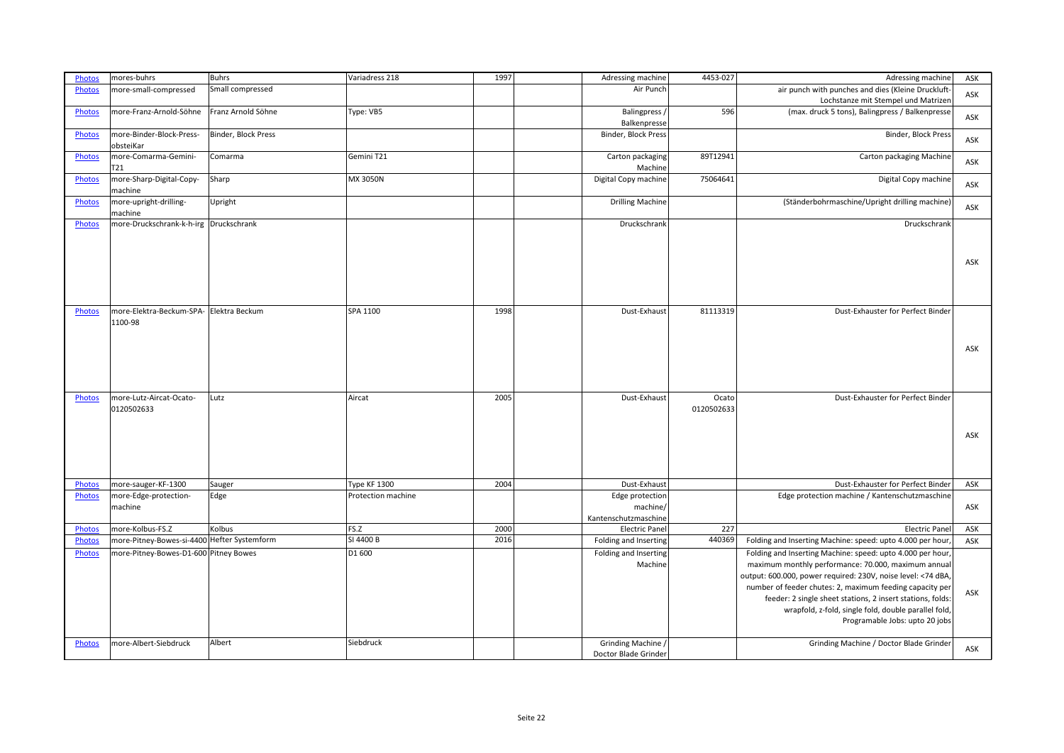| Photos | mores-buhrs | Buhrs | Variadress 218 | 1997 | | Adressing machine | 4453-027 | Adressing machine | ASK |
|---|---|---|---|---|---|---|---|---|---|
| Photos | more-small-compressed | Small compressed | | | | Air Punch | | air punch with punches and dies (Kleine Druckluft-Lochstanze mit Stempel und Matrizen | ASK |
| Photos | more-Franz-Arnold-Söhne | Franz Arnold Söhne | Type: VB5 | | | Balingpress / Balkenpresse | 596 | (max. druck 5 tons), Balingpress / Balkenpresse | ASK |
| Photos | more-Binder-Block-Press-obsteiKar | Binder, Block Press | | | | Binder, Block Press | | Binder, Block Press | ASK |
| Photos | more-Comarma-Gemini-T21 | Comarma | Gemini T21 | | | Carton packaging Machine | 89T12941 | Carton packaging Machine | ASK |
| Photos | more-Sharp-Digital-Copy-machine | Sharp | MX 3050N | | | Digital Copy machine | 75064641 | Digital Copy machine | ASK |
| Photos | more-upright-drilling-machine | Upright | | | | Drilling Machine | | (Ständerbohrmaschine/Upright drilling machine) | ASK |
| Photos | more-Druckschrank-k-h-irg | Druckschrank | | | | Druckschrank | | Druckschrank | ASK |
| Photos | more-Elektra-Beckum-SPA-1100-98 | Elektra Beckum | SPA 1100 | 1998 | | Dust-Exhaust | 81113319 | Dust-Exhauster for Perfect Binder | ASK |
| Photos | more-Lutz-Aircat-Ocato-0120502633 | Lutz | Aircat | 2005 | | Dust-Exhaust | Ocato 0120502633 | Dust-Exhauster for Perfect Binder | ASK |
| Photos | more-sauger-KF-1300 | Sauger | Type KF 1300 | 2004 | | Dust-Exhaust | | Dust-Exhauster for Perfect Binder | ASK |
| Photos | more-Edge-protection-machine | Edge | Protection machine | | | Edge protection machine/ Kantenschutzmaschine | | Edge protection machine / Kantenschutzmaschine | ASK |
| Photos | more-Kolbus-FS.Z | Kolbus | FS.Z | 2000 | | Electric Panel | 227 | Electric Panel | ASK |
| Photos | more-Pitney-Bowes-si-4400 | Hefter Systemform | SI 4400 B | 2016 | | Folding and Inserting | 440369 | Folding and Inserting Machine: speed: upto 4.000 per hour, | ASK |
| Photos | more-Pitney-Bowes-D1-600 | Pitney Bowes | D1 600 | | | Folding and Inserting Machine | | Folding and Inserting Machine: speed: upto 4.000 per hour, maximum monthly performance: 70.000, maximum annual output: 600.000, power required: 230V, noise level: <74 dBA, number of feeder chutes: 2, maximum feeding capacity per feeder: 2 single sheet stations, 2 insert stations, folds: wrapfold, z-fold, single fold, double parallel fold, Programable Jobs: upto 20 jobs | ASK |
| Photos | more-Albert-Siebdruck | Albert | Siebdruck | | | Grinding Machine / Doctor Blade Grinder | | Grinding Machine / Doctor Blade Grinder | ASK |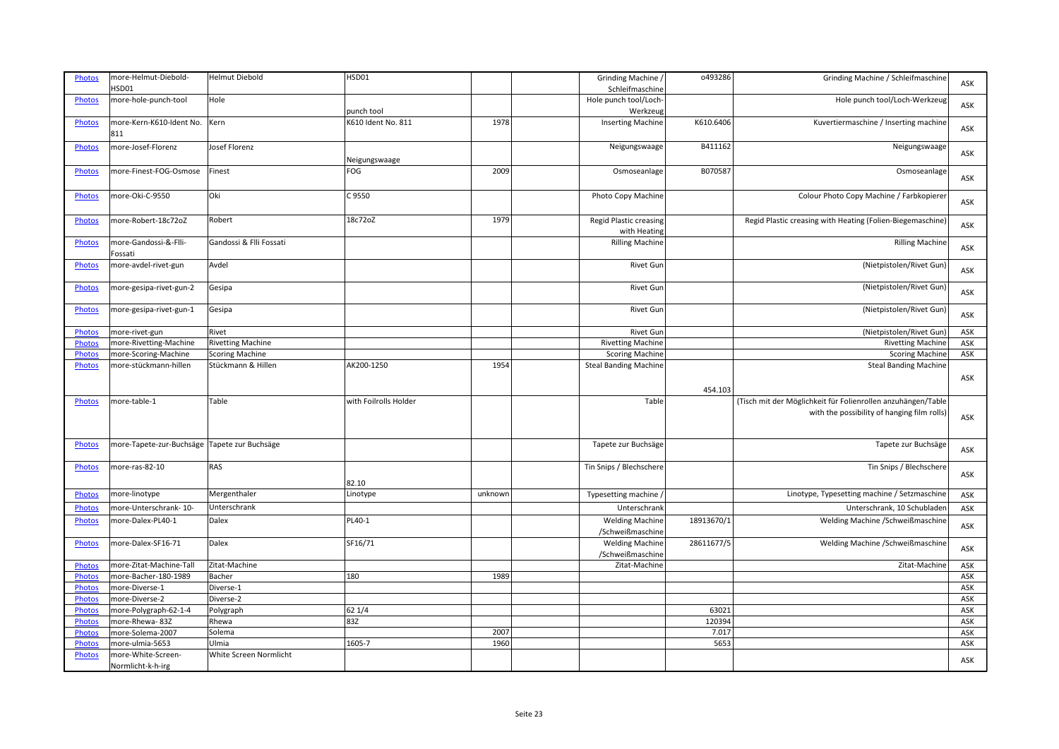| Photos | more-Helmut-Diebold-HSD01 | Helmut Diebold | HSD01 | | | Grinding Machine / Schleifmaschine | o493286 | Grinding Machine / Schleifmaschine | ASK |
|---|---|---|---|---|---|---|---|---|---|
| Photos | more-hole-punch-tool | Hole | punch tool | | | Hole punch tool/Loch-Werkzeug | | Hole punch tool/Loch-Werkzeug | ASK |
| Photos | more-Kern-K610-Ident No. 811 | Kern | K610 Ident No. 811 | 1978 | | Inserting Machine | K610.6406 | Kuvertiermaschine / Inserting machine | ASK |
| Photos | more-Josef-Florenz | Josef Florenz | Neigungswaage | | | Neigungswaage | B411162 | Neigungswaage | ASK |
| Photos | more-Finest-FOG-Osmose | Finest | FOG | 2009 | | Osmoseanlage | B070587 | Osmoseanlage | ASK |
| Photos | more-Oki-C-9550 | Oki | C 9550 | | | Photo Copy Machine | | Colour Photo Copy Machine / Farbkopierer | ASK |
| Photos | more-Robert-18c72oZ | Robert | 18c72oZ | 1979 | | Regid Plastic creasing with Heating | | Regid Plastic creasing with Heating (Folien-Biegemaschine) | ASK |
| Photos | more-Gandossi-&-Flli-Fossati | Gandossi & Flli Fossati | | | | Rilling Machine | | Rilling Machine | ASK |
| Photos | more-avdel-rivet-gun | Avdel | | | | Rivet Gun | | (Nietpistolen/Rivet Gun) | ASK |
| Photos | more-gesipa-rivet-gun-2 | Gesipa | | | | Rivet Gun | | (Nietpistolen/Rivet Gun) | ASK |
| Photos | more-gesipa-rivet-gun-1 | Gesipa | | | | Rivet Gun | | (Nietpistolen/Rivet Gun) | ASK |
| Photos | more-rivet-gun | Rivet | | | | Rivet Gun | | (Nietpistolen/Rivet Gun) | ASK |
| Photos | more-Rivetting-Machine | Rivetting Machine | | | | Rivetting Machine | | Rivetting Machine | ASK |
| Photos | more-Scoring-Machine | Scoring Machine | | | | Scoring Machine | | Scoring Machine | ASK |
| Photos | more-stückmann-hillen | Stückmann & Hillen | AK200-1250 | 1954 | | Steal Banding Machine | 454.103 | Steal Banding Machine | ASK |
| Photos | more-table-1 | Table | with Foilrolls Holder | | | Table | | (Tisch mit der Möglichkeit für Folienrollen anzuhängen/Table with the possibility of hanging film rolls) | ASK |
| Photos | more-Tapete-zur-Buchsäge | Tapete zur Buchsäge | | | | Tapete zur Buchsäge | | Tapete zur Buchsäge | ASK |
| Photos | more-ras-82-10 | RAS | 82.10 | | | Tin Snips / Blechschere | | Tin Snips / Blechschere | ASK |
| Photos | more-linotype | Mergenthaler | Linotype | unknown | | Typesetting machine / | | Linotype, Typesetting machine / Setzmaschine | ASK |
| Photos | more-Unterschrank- 10- | Unterschrank | | | | Unterschrank | | Unterschrank, 10 Schubladen | ASK |
| Photos | more-Dalex-PL40-1 | Dalex | PL40-1 | | | Welding Machine /Schweißmaschine | 18913670/1 | Welding Machine /Schweißmaschine | ASK |
| Photos | more-Dalex-SF16-71 | Dalex | SF16/71 | | | Welding Machine /Schweißmaschine | 28611677/5 | Welding Machine /Schweißmaschine | ASK |
| Photos | more-Zitat-Machine-Tall | Zitat-Machine | | | | Zitat-Machine | | Zitat-Machine | ASK |
| Photos | more-Bacher-180-1989 | Bacher | 180 | 1989 | | | | | ASK |
| Photos | more-Diverse-1 | Diverse-1 | | | | | | | ASK |
| Photos | more-Diverse-2 | Diverse-2 | | | | | | | ASK |
| Photos | more-Polygraph-62-1-4 | Polygraph | 62 1/4 | | | | 63021 | | ASK |
| Photos | more-Rhewa- 83Z | Rhewa | 83Z | | | | 120394 | | ASK |
| Photos | more-Solema-2007 | Solema | | 2007 | | | 7.017 | | ASK |
| Photos | more-ulmia-5653 | Ulmia | 1605-7 | 1960 | | | 5653 | | ASK |
| Photos | more-White-Screen-Normlicht-k-h-irg | White Screen Normlicht | | | | | | | ASK |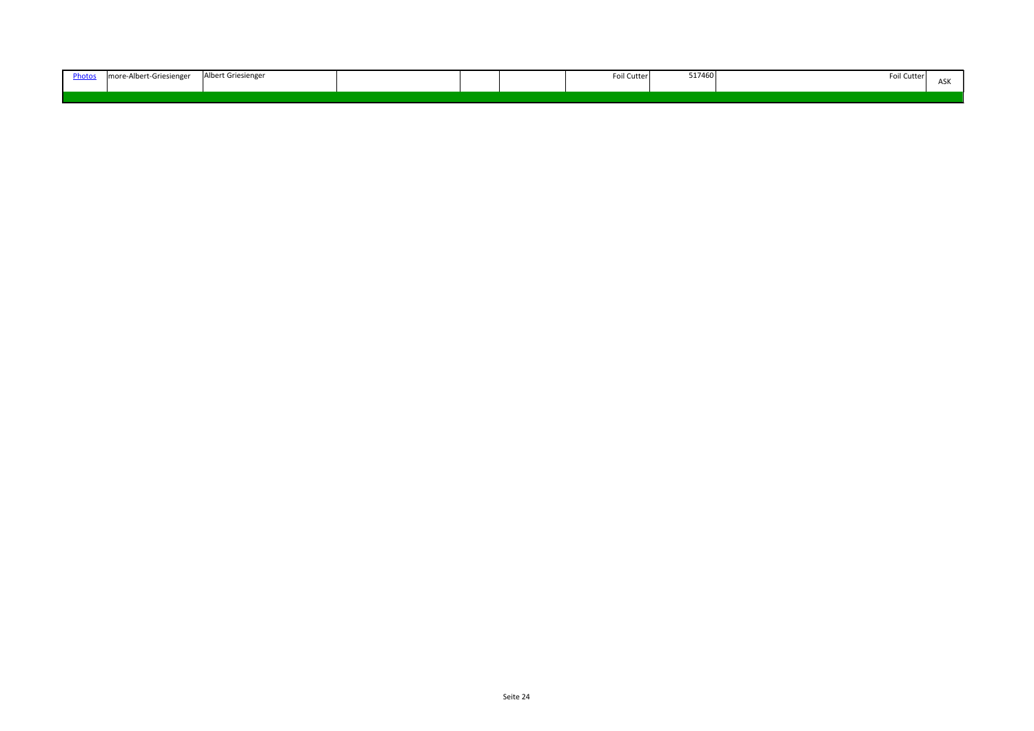| | | | | | | | | | | |
|---|---|---|---|---|---|---|---|---|---|---|
| Photos | more-Albert-Griesienger | Albert Griesienger | | | | Foil Cutter | 517460 | | Foil Cutter | ASK |